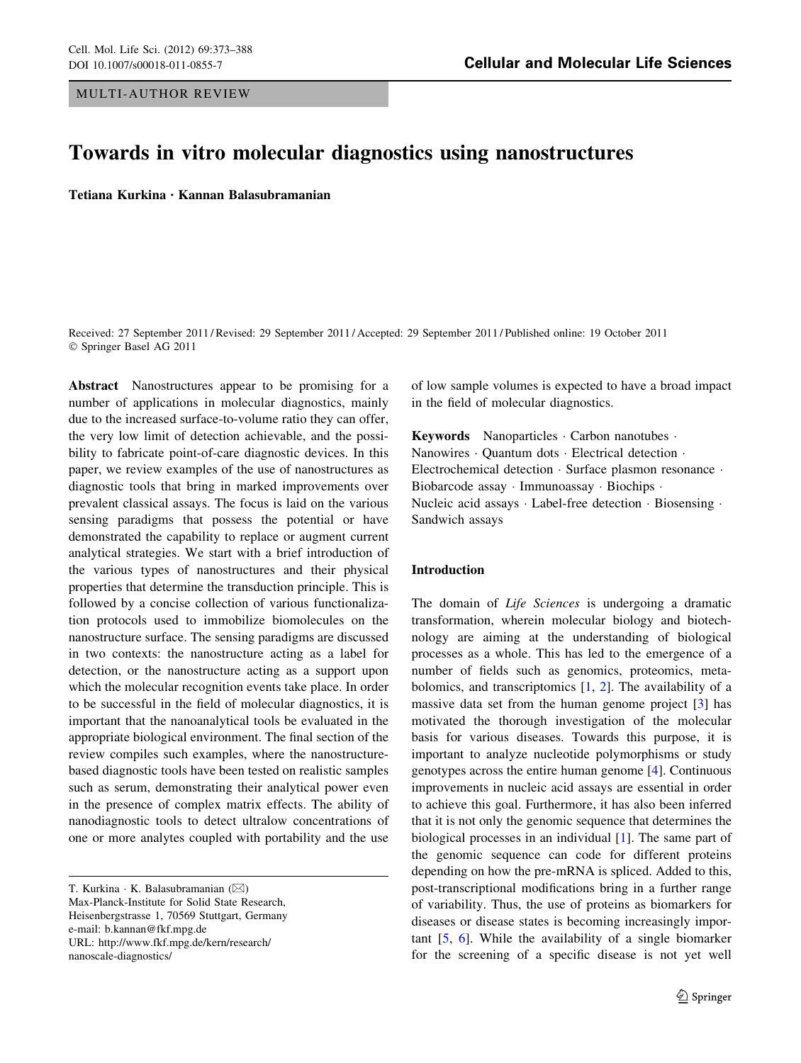MULTI-AUTHOR REVIEW

# Towards in vitro molecular diagnostics using nanostructures

**Tetiana Kurkina · Kannan Balasubramanian**

Received: 27 September 2011 / Revised: 29 September 2011 / Accepted: 29 September 2011 / Published online: 19 October 2011
© Springer Basel AG 2011

**Abstract** Nanostructures appear to be promising for a number of applications in molecular diagnostics, mainly due to the increased surface-to-volume ratio they can offer, the very low limit of detection achievable, and the possibility to fabricate point-of-care diagnostic devices. In this paper, we review examples of the use of nanostructures as diagnostic tools that bring in marked improvements over prevalent classical assays. The focus is laid on the various sensing paradigms that possess the potential or have demonstrated the capability to replace or augment current analytical strategies. We start with a brief introduction of the various types of nanostructures and their physical properties that determine the transduction principle. This is followed by a concise collection of various functionalization protocols used to immobilize biomolecules on the nanostructure surface. The sensing paradigms are discussed in two contexts: the nanostructure acting as a label for detection, or the nanostructure acting as a support upon which the molecular recognition events take place. In order to be successful in the field of molecular diagnostics, it is important that the nanoanalytical tools be evaluated in the appropriate biological environment. The final section of the review compiles such examples, where the nanostructure-based diagnostic tools have been tested on realistic samples such as serum, demonstrating their analytical power even in the presence of complex matrix effects. The ability of nanodiagnostic tools to detect ultralow concentrations of one or more analytes coupled with portability and the use of low sample volumes is expected to have a broad impact in the field of molecular diagnostics.

**Keywords** Nanoparticles · Carbon nanotubes · Nanowires · Quantum dots · Electrical detection · Electrochemical detection · Surface plasmon resonance · Biobarcode assay · Immunoassay · Biochips · Nucleic acid assays · Label-free detection · Biosensing · Sandwich assays

T. Kurkina · K. Balasubramanian (✉)
Max-Planck-Institute for Solid State Research,
Heisenbergstrasse 1, 70569 Stuttgart, Germany
e-mail: b.kannan@fkf.mpg.de
URL: http://www.fkf.mpg.de/kern/research/nanoscale-diagnostics/

## Introduction

The domain of *Life Sciences* is undergoing a dramatic transformation, wherein molecular biology and biotechnology are aiming at the understanding of biological processes as a whole. This has led to the emergence of a number of fields such as genomics, proteomics, metabolomics, and transcriptomics [1, 2]. The availability of a massive data set from the human genome project [3] has motivated the thorough investigation of the molecular basis for various diseases. Towards this purpose, it is important to analyze nucleotide polymorphisms or study genotypes across the entire human genome [4]. Continuous improvements in nucleic acid assays are essential in order to achieve this goal. Furthermore, it has also been inferred that it is not only the genomic sequence that determines the biological processes in an individual [1]. The same part of the genomic sequence can code for different proteins depending on how the pre-mRNA is spliced. Added to this, post-transcriptional modifications bring in a further range of variability. Thus, the use of proteins as biomarkers for diseases or disease states is becoming increasingly important [5, 6]. While the availability of a single biomarker for the screening of a specific disease is not yet well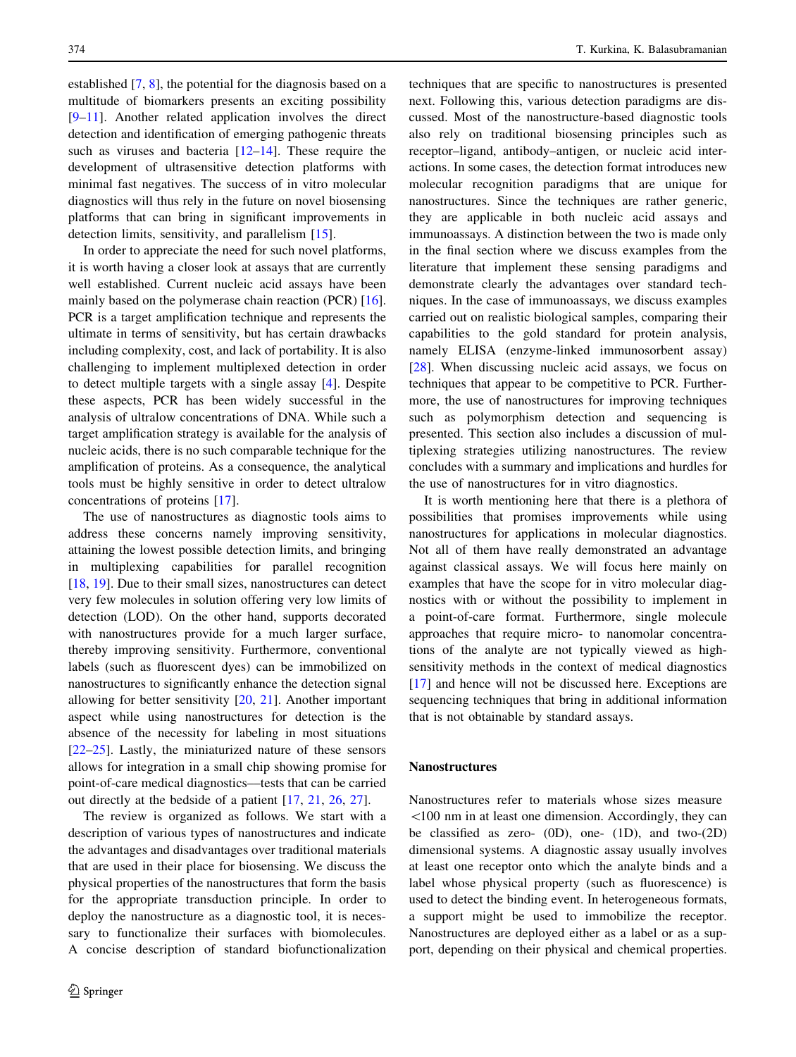established [7, 8], the potential for the diagnosis based on a multitude of biomarkers presents an exciting possibility [9–11]. Another related application involves the direct detection and identification of emerging pathogenic threats such as viruses and bacteria [12–14]. These require the development of ultrasensitive detection platforms with minimal fast negatives. The success of in vitro molecular diagnostics will thus rely in the future on novel biosensing platforms that can bring in significant improvements in detection limits, sensitivity, and parallelism [15].

In order to appreciate the need for such novel platforms, it is worth having a closer look at assays that are currently well established. Current nucleic acid assays have been mainly based on the polymerase chain reaction (PCR) [16]. PCR is a target amplification technique and represents the ultimate in terms of sensitivity, but has certain drawbacks including complexity, cost, and lack of portability. It is also challenging to implement multiplexed detection in order to detect multiple targets with a single assay [4]. Despite these aspects, PCR has been widely successful in the analysis of ultralow concentrations of DNA. While such a target amplification strategy is available for the analysis of nucleic acids, there is no such comparable technique for the amplification of proteins. As a consequence, the analytical tools must be highly sensitive in order to detect ultralow concentrations of proteins [17].

The use of nanostructures as diagnostic tools aims to address these concerns namely improving sensitivity, attaining the lowest possible detection limits, and bringing in multiplexing capabilities for parallel recognition [18, 19]. Due to their small sizes, nanostructures can detect very few molecules in solution offering very low limits of detection (LOD). On the other hand, supports decorated with nanostructures provide for a much larger surface, thereby improving sensitivity. Furthermore, conventional labels (such as fluorescent dyes) can be immobilized on nanostructures to significantly enhance the detection signal allowing for better sensitivity [20, 21]. Another important aspect while using nanostructures for detection is the absence of the necessity for labeling in most situations [22–25]. Lastly, the miniaturized nature of these sensors allows for integration in a small chip showing promise for point-of-care medical diagnostics—tests that can be carried out directly at the bedside of a patient [17, 21, 26, 27].

The review is organized as follows. We start with a description of various types of nanostructures and indicate the advantages and disadvantages over traditional materials that are used in their place for biosensing. We discuss the physical properties of the nanostructures that form the basis for the appropriate transduction principle. In order to deploy the nanostructure as a diagnostic tool, it is necessary to functionalize their surfaces with biomolecules. A concise description of standard biofunctionalization techniques that are specific to nanostructures is presented next. Following this, various detection paradigms are discussed. Most of the nanostructure-based diagnostic tools also rely on traditional biosensing principles such as receptor–ligand, antibody–antigen, or nucleic acid interactions. In some cases, the detection format introduces new molecular recognition paradigms that are unique for nanostructures. Since the techniques are rather generic, they are applicable in both nucleic acid assays and immunoassays. A distinction between the two is made only in the final section where we discuss examples from the literature that implement these sensing paradigms and demonstrate clearly the advantages over standard techniques. In the case of immunoassays, we discuss examples carried out on realistic biological samples, comparing their capabilities to the gold standard for protein analysis, namely ELISA (enzyme-linked immunosorbent assay) [28]. When discussing nucleic acid assays, we focus on techniques that appear to be competitive to PCR. Furthermore, the use of nanostructures for improving techniques such as polymorphism detection and sequencing is presented. This section also includes a discussion of multiplexing strategies utilizing nanostructures. The review concludes with a summary and implications and hurdles for the use of nanostructures for in vitro diagnostics.

It is worth mentioning here that there is a plethora of possibilities that promises improvements while using nanostructures for applications in molecular diagnostics. Not all of them have really demonstrated an advantage against classical assays. We will focus here mainly on examples that have the scope for in vitro molecular diagnostics with or without the possibility to implement in a point-of-care format. Furthermore, single molecule approaches that require micro- to nanomolar concentrations of the analyte are not typically viewed as high-sensitivity methods in the context of medical diagnostics [17] and hence will not be discussed here. Exceptions are sequencing techniques that bring in additional information that is not obtainable by standard assays.

## Nanostructures

Nanostructures refer to materials whose sizes measure <100 nm in at least one dimension. Accordingly, they can be classified as zero- (0D), one- (1D), and two-(2D) dimensional systems. A diagnostic assay usually involves at least one receptor onto which the analyte binds and a label whose physical property (such as fluorescence) is used to detect the binding event. In heterogeneous formats, a support might be used to immobilize the receptor. Nanostructures are deployed either as a label or as a support, depending on their physical and chemical properties.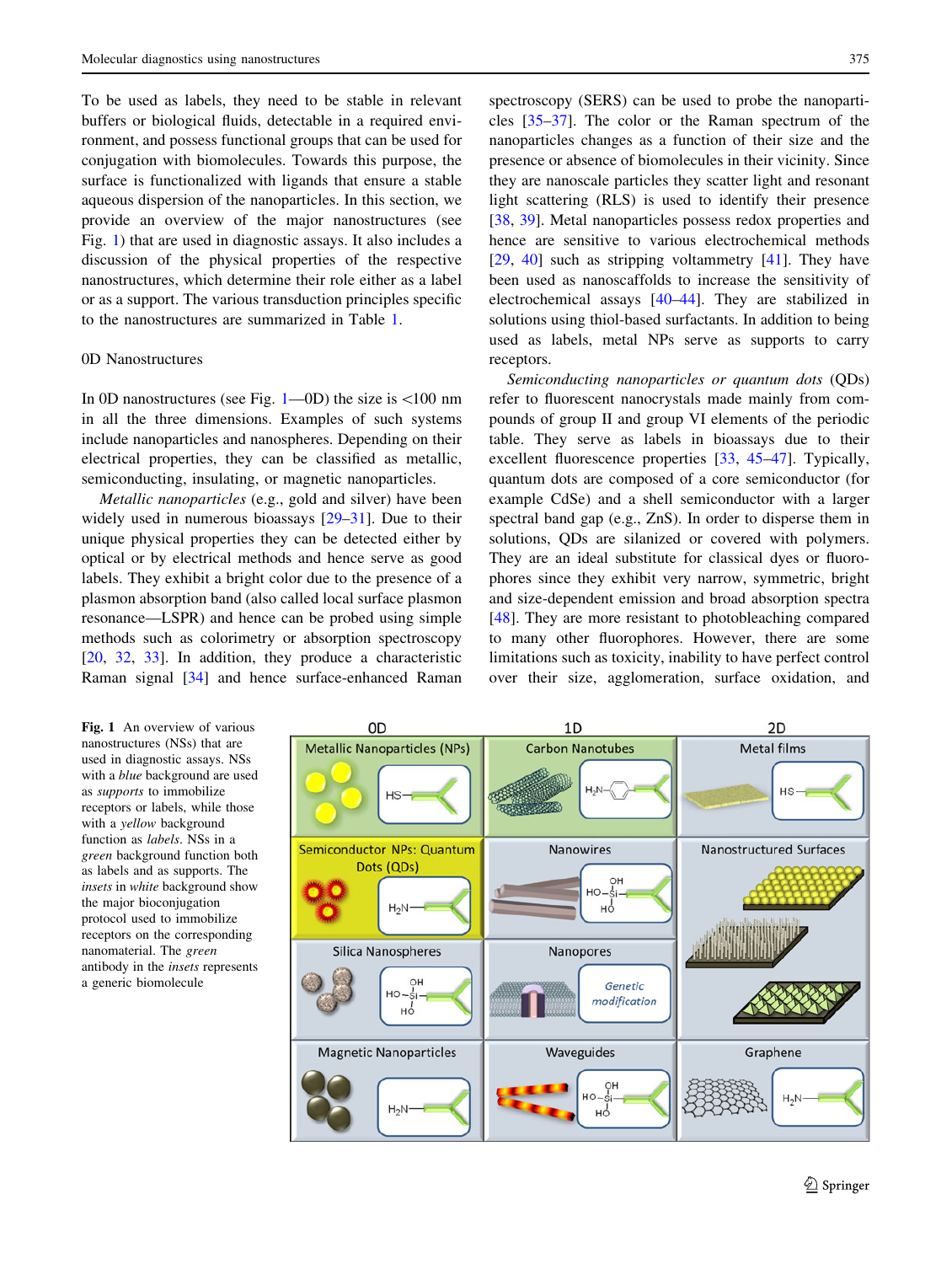To be used as labels, they need to be stable in relevant buffers or biological fluids, detectable in a required environment, and possess functional groups that can be used for conjugation with biomolecules. Towards this purpose, the surface is functionalized with ligands that ensure a stable aqueous dispersion of the nanoparticles. In this section, we provide an overview of the major nanostructures (see Fig. 1) that are used in diagnostic assays. It also includes a discussion of the physical properties of the respective nanostructures, which determine their role either as a label or as a support. The various transduction principles specific to the nanostructures are summarized in Table 1.

## 0D Nanostructures

In 0D nanostructures (see Fig. 1—0D) the size is <100 nm in all the three dimensions. Examples of such systems include nanoparticles and nanospheres. Depending on their electrical properties, they can be classified as metallic, semiconducting, insulating, or magnetic nanoparticles.

*Metallic nanoparticles* (e.g., gold and silver) have been widely used in numerous bioassays [29–31]. Due to their unique physical properties they can be detected either by optical or by electrical methods and hence serve as good labels. They exhibit a bright color due to the presence of a plasmon absorption band (also called local surface plasmon resonance—LSPR) and hence can be probed using simple methods such as colorimetry or absorption spectroscopy [20, 32, 33]. In addition, they produce a characteristic Raman signal [34] and hence surface-enhanced Raman spectroscopy (SERS) can be used to probe the nanoparticles [35–37]. The color or the Raman spectrum of the nanoparticles changes as a function of their size and the presence or absence of biomolecules in their vicinity. Since they are nanoscale particles they scatter light and resonant light scattering (RLS) is used to identify their presence [38, 39]. Metal nanoparticles possess redox properties and hence are sensitive to various electrochemical methods [29, 40] such as stripping voltammetry [41]. They have been used as nanoscaffolds to increase the sensitivity of electrochemical assays [40–44]. They are stabilized in solutions using thiol-based surfactants. In addition to being used as labels, metal NPs serve as supports to carry receptors.

*Semiconducting nanoparticles or quantum dots* (QDs) refer to fluorescent nanocrystals made mainly from compounds of group II and group VI elements of the periodic table. They serve as labels in bioassays due to their excellent fluorescence properties [33, 45–47]. Typically, quantum dots are composed of a core semiconductor (for example CdSe) and a shell semiconductor with a larger spectral band gap (e.g., ZnS). In order to disperse them in solutions, QDs are silanized or covered with polymers. They are an ideal substitute for classical dyes or fluorophores since they exhibit very narrow, symmetric, bright and size-dependent emission and broad absorption spectra [48]. They are more resistant to photobleaching compared to many other fluorophores. However, there are some limitations such as toxicity, inability to have perfect control over their size, agglomeration, surface oxidation, and

**Fig. 1** An overview of various nanostructures (NSs) that are used in diagnostic assays. NSs with a *blue* background are used as *supports* to immobilize receptors or labels, while those with a *yellow* background function as *labels*. NSs in a *green* background function both as labels and as supports. The *insets* in *white* background show the major bioconjugation protocol used to immobilize receptors on the corresponding nanomaterial. The *green* antibody in the *insets* represents a generic biomolecule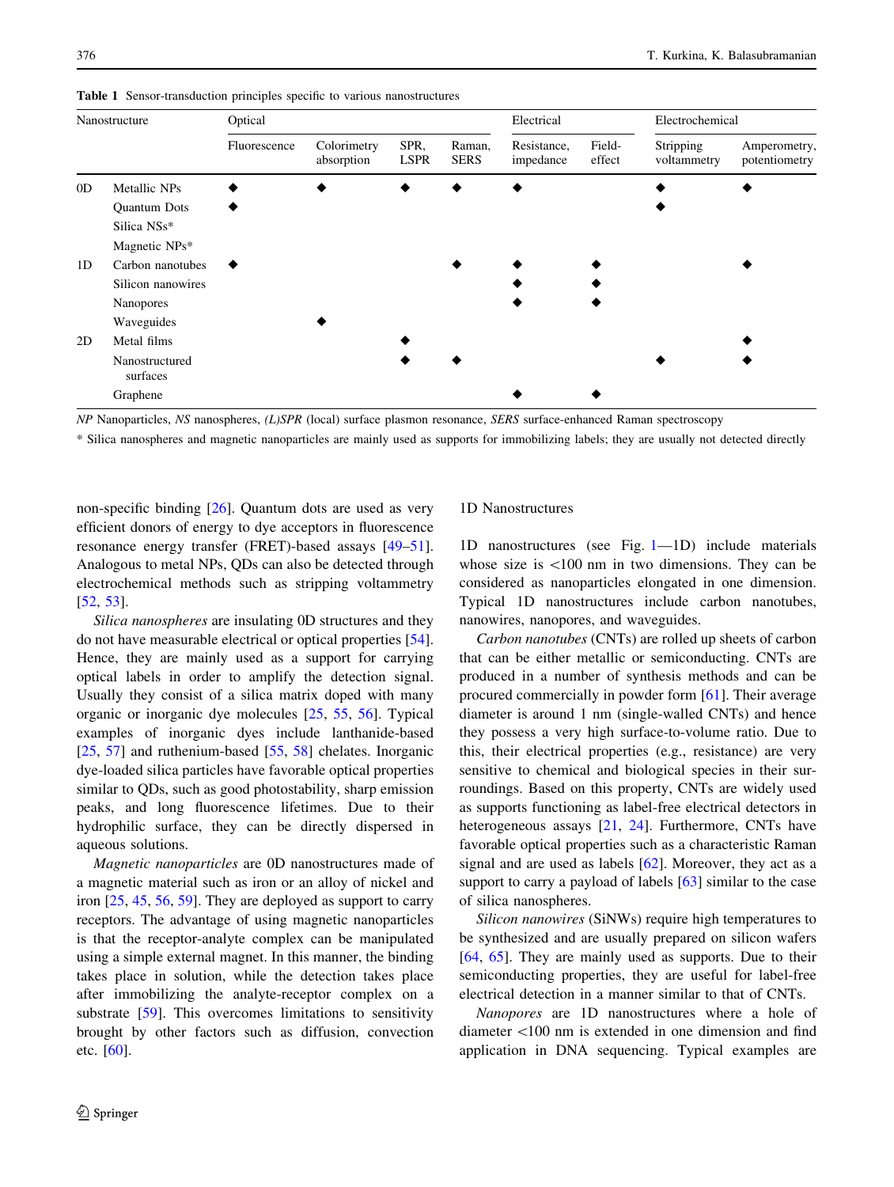**Table 1** Sensor-transduction principles specific to various nanostructures

| Nanostructure | | Optical | | | | Electrical | | Electrochemical | |
|---|---|---|---|---|---|---|---|---|---|
| | | Fluorescence | Colorimetry absorption | SPR, LSPR | Raman, SERS | Resistance, impedance | Field-effect | Stripping voltammetry | Amperometry, potentiometry |
| 0D | Metallic NPs | ◆ | ◆ | ◆ | ◆ | ◆ | | ◆ | ◆ |
| | Quantum Dots | ◆ | | | | | | ◆ | |
| | Silica NSs* | | | | | | | | |
| | Magnetic NPs* | | | | | | | | |
| 1D | Carbon nanotubes | ◆ | | | ◆ | ◆ | ◆ | | ◆ |
| | Silicon nanowires | | | | | ◆ | ◆ | | |
| | Nanopores | | | | | ◆ | ◆ | | |
| | Waveguides | | ◆ | | | | | | |
| 2D | Metal films | | | ◆ | | | | | ◆ |
| | Nanostructured surfaces | | | ◆ | ◆ | | | ◆ | ◆ |
| | Graphene | | | | | ◆ | ◆ | | |

*NP* Nanoparticles, *NS* nanospheres, *(L)SPR* (local) surface plasmon resonance, *SERS* surface-enhanced Raman spectroscopy

* Silica nanospheres and magnetic nanoparticles are mainly used as supports for immobilizing labels; they are usually not detected directly

non-specific binding [26]. Quantum dots are used as very efficient donors of energy to dye acceptors in fluorescence resonance energy transfer (FRET)-based assays [49–51]. Analogous to metal NPs, QDs can also be detected through electrochemical methods such as stripping voltammetry [52, 53].

*Silica nanospheres* are insulating 0D structures and they do not have measurable electrical or optical properties [54]. Hence, they are mainly used as a support for carrying optical labels in order to amplify the detection signal. Usually they consist of a silica matrix doped with many organic or inorganic dye molecules [25, 55, 56]. Typical examples of inorganic dyes include lanthanide-based [25, 57] and ruthenium-based [55, 58] chelates. Inorganic dye-loaded silica particles have favorable optical properties similar to QDs, such as good photostability, sharp emission peaks, and long fluorescence lifetimes. Due to their hydrophilic surface, they can be directly dispersed in aqueous solutions.

*Magnetic nanoparticles* are 0D nanostructures made of a magnetic material such as iron or an alloy of nickel and iron [25, 45, 56, 59]. They are deployed as support to carry receptors. The advantage of using magnetic nanoparticles is that the receptor-analyte complex can be manipulated using a simple external magnet. In this manner, the binding takes place in solution, while the detection takes place after immobilizing the analyte-receptor complex on a substrate [59]. This overcomes limitations to sensitivity brought by other factors such as diffusion, convection etc. [60].

### 1D Nanostructures

1D nanostructures (see Fig. 1—1D) include materials whose size is <100 nm in two dimensions. They can be considered as nanoparticles elongated in one dimension. Typical 1D nanostructures include carbon nanotubes, nanowires, nanopores, and waveguides.

*Carbon nanotubes* (CNTs) are rolled up sheets of carbon that can be either metallic or semiconducting. CNTs are produced in a number of synthesis methods and can be procured commercially in powder form [61]. Their average diameter is around 1 nm (single-walled CNTs) and hence they possess a very high surface-to-volume ratio. Due to this, their electrical properties (e.g., resistance) are very sensitive to chemical and biological species in their surroundings. Based on this property, CNTs are widely used as supports functioning as label-free electrical detectors in heterogeneous assays [21, 24]. Furthermore, CNTs have favorable optical properties such as a characteristic Raman signal and are used as labels [62]. Moreover, they act as a support to carry a payload of labels [63] similar to the case of silica nanospheres.

*Silicon nanowires* (SiNWs) require high temperatures to be synthesized and are usually prepared on silicon wafers [64, 65]. They are mainly used as supports. Due to their semiconducting properties, they are useful for label-free electrical detection in a manner similar to that of CNTs.

*Nanopores* are 1D nanostructures where a hole of diameter <100 nm is extended in one dimension and find application in DNA sequencing. Typical examples are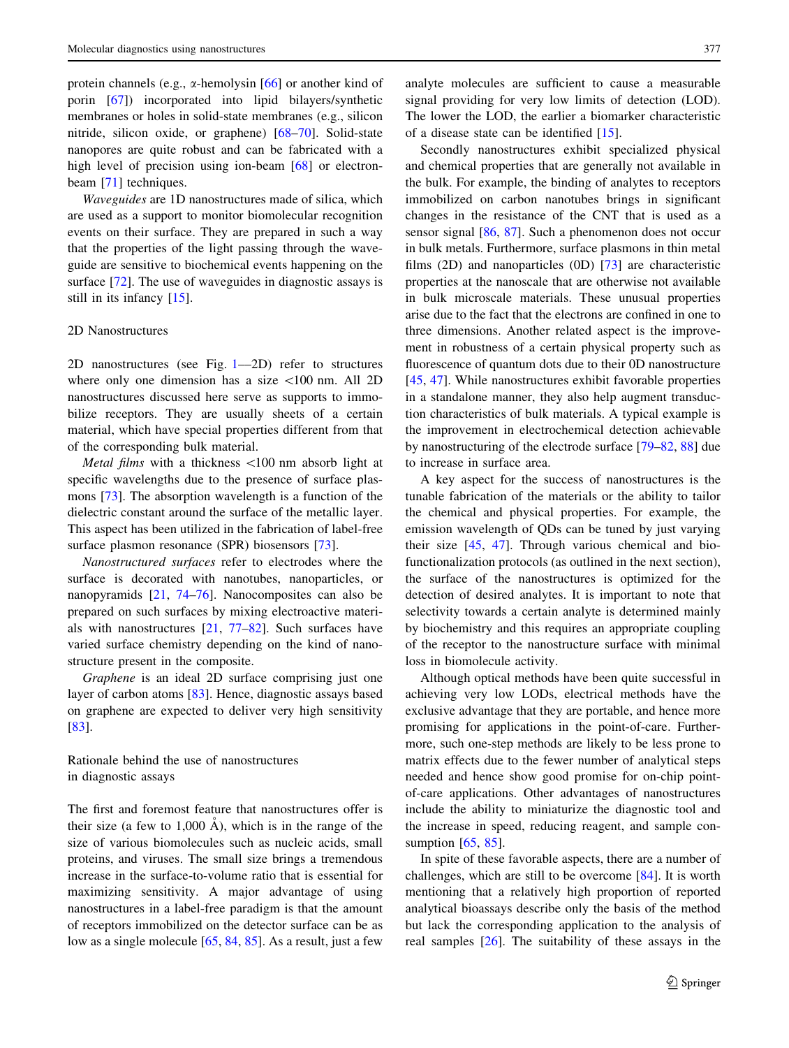protein channels (e.g., α-hemolysin [66] or another kind of porin [67]) incorporated into lipid bilayers/synthetic membranes or holes in solid-state membranes (e.g., silicon nitride, silicon oxide, or graphene) [68–70]. Solid-state nanopores are quite robust and can be fabricated with a high level of precision using ion-beam [68] or electron-beam [71] techniques.

*Waveguides* are 1D nanostructures made of silica, which are used as a support to monitor biomolecular recognition events on their surface. They are prepared in such a way that the properties of the light passing through the waveguide are sensitive to biochemical events happening on the surface [72]. The use of waveguides in diagnostic assays is still in its infancy [15].

## 2D Nanostructures

2D nanostructures (see Fig. 1—2D) refer to structures where only one dimension has a size <100 nm. All 2D nanostructures discussed here serve as supports to immobilize receptors. They are usually sheets of a certain material, which have special properties different from that of the corresponding bulk material.

*Metal films* with a thickness <100 nm absorb light at specific wavelengths due to the presence of surface plasmons [73]. The absorption wavelength is a function of the dielectric constant around the surface of the metallic layer. This aspect has been utilized in the fabrication of label-free surface plasmon resonance (SPR) biosensors [73].

*Nanostructured surfaces* refer to electrodes where the surface is decorated with nanotubes, nanoparticles, or nanopyramids [21, 74–76]. Nanocomposites can also be prepared on such surfaces by mixing electroactive materials with nanostructures [21, 77–82]. Such surfaces have varied surface chemistry depending on the kind of nanostructure present in the composite.

*Graphene* is an ideal 2D surface comprising just one layer of carbon atoms [83]. Hence, diagnostic assays based on graphene are expected to deliver very high sensitivity [83].

## Rationale behind the use of nanostructures in diagnostic assays

The first and foremost feature that nanostructures offer is their size (a few to 1,000 Å), which is in the range of the size of various biomolecules such as nucleic acids, small proteins, and viruses. The small size brings a tremendous increase in the surface-to-volume ratio that is essential for maximizing sensitivity. A major advantage of using nanostructures in a label-free paradigm is that the amount of receptors immobilized on the detector surface can be as low as a single molecule [65, 84, 85]. As a result, just a few analyte molecules are sufficient to cause a measurable signal providing for very low limits of detection (LOD). The lower the LOD, the earlier a biomarker characteristic of a disease state can be identified [15].

Secondly nanostructures exhibit specialized physical and chemical properties that are generally not available in the bulk. For example, the binding of analytes to receptors immobilized on carbon nanotubes brings in significant changes in the resistance of the CNT that is used as a sensor signal [86, 87]. Such a phenomenon does not occur in bulk metals. Furthermore, surface plasmons in thin metal films (2D) and nanoparticles (0D) [73] are characteristic properties at the nanoscale that are otherwise not available in bulk microscale materials. These unusual properties arise due to the fact that the electrons are confined in one to three dimensions. Another related aspect is the improvement in robustness of a certain physical property such as fluorescence of quantum dots due to their 0D nanostructure [45, 47]. While nanostructures exhibit favorable properties in a standalone manner, they also help augment transduction characteristics of bulk materials. A typical example is the improvement in electrochemical detection achievable by nanostructuring of the electrode surface [79–82, 88] due to increase in surface area.

A key aspect for the success of nanostructures is the tunable fabrication of the materials or the ability to tailor the chemical and physical properties. For example, the emission wavelength of QDs can be tuned by just varying their size [45, 47]. Through various chemical and biofunctionalization protocols (as outlined in the next section), the surface of the nanostructures is optimized for the detection of desired analytes. It is important to note that selectivity towards a certain analyte is determined mainly by biochemistry and this requires an appropriate coupling of the receptor to the nanostructure surface with minimal loss in biomolecule activity.

Although optical methods have been quite successful in achieving very low LODs, electrical methods have the exclusive advantage that they are portable, and hence more promising for applications in the point-of-care. Furthermore, such one-step methods are likely to be less prone to matrix effects due to the fewer number of analytical steps needed and hence show good promise for on-chip point-of-care applications. Other advantages of nanostructures include the ability to miniaturize the diagnostic tool and the increase in speed, reducing reagent, and sample consumption [65, 85].

In spite of these favorable aspects, there are a number of challenges, which are still to be overcome [84]. It is worth mentioning that a relatively high proportion of reported analytical bioassays describe only the basis of the method but lack the corresponding application to the analysis of real samples [26]. The suitability of these assays in the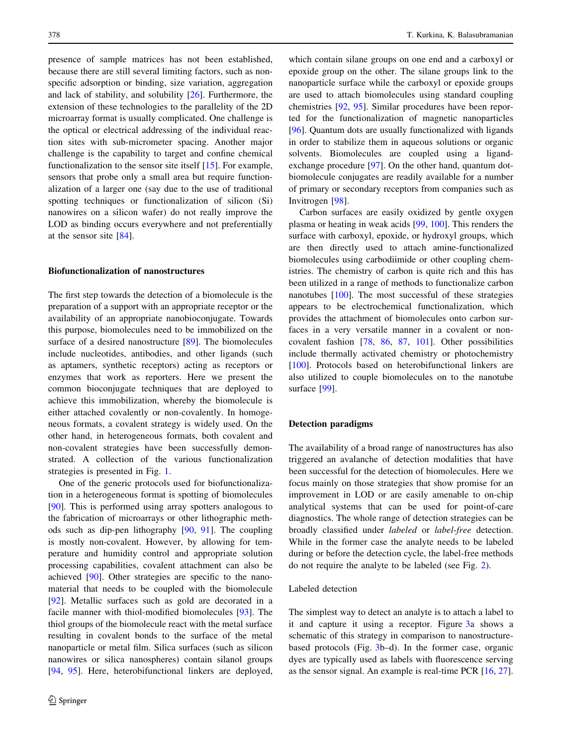presence of sample matrices has not been established, because there are still several limiting factors, such as non-specific adsorption or binding, size variation, aggregation and lack of stability, and solubility [26]. Furthermore, the extension of these technologies to the parallelity of the 2D microarray format is usually complicated. One challenge is the optical or electrical addressing of the individual reaction sites with sub-micrometer spacing. Another major challenge is the capability to target and confine chemical functionalization to the sensor site itself [15]. For example, sensors that probe only a small area but require functionalization of a larger one (say due to the use of traditional spotting techniques or functionalization of silicon (Si) nanowires on a silicon wafer) do not really improve the LOD as binding occurs everywhere and not preferentially at the sensor site [84].

## Biofunctionalization of nanostructures

The first step towards the detection of a biomolecule is the preparation of a support with an appropriate receptor or the availability of an appropriate nanobioconjugate. Towards this purpose, biomolecules need to be immobilized on the surface of a desired nanostructure [89]. The biomolecules include nucleotides, antibodies, and other ligands (such as aptamers, synthetic receptors) acting as receptors or enzymes that work as reporters. Here we present the common bioconjugate techniques that are deployed to achieve this immobilization, whereby the biomolecule is either attached covalently or non-covalently. In homogeneous formats, a covalent strategy is widely used. On the other hand, in heterogeneous formats, both covalent and non-covalent strategies have been successfully demonstrated. A collection of the various functionalization strategies is presented in Fig. 1.

One of the generic protocols used for biofunctionalization in a heterogeneous format is spotting of biomolecules [90]. This is performed using array spotters analogous to the fabrication of microarrays or other lithographic methods such as dip-pen lithography [90, 91]. The coupling is mostly non-covalent. However, by allowing for temperature and humidity control and appropriate solution processing capabilities, covalent attachment can also be achieved [90]. Other strategies are specific to the nanomaterial that needs to be coupled with the biomolecule [92]. Metallic surfaces such as gold are decorated in a facile manner with thiol-modified biomolecules [93]. The thiol groups of the biomolecule react with the metal surface resulting in covalent bonds to the surface of the metal nanoparticle or metal film. Silica surfaces (such as silicon nanowires or silica nanospheres) contain silanol groups [94, 95]. Here, heterobifunctional linkers are deployed, which contain silane groups on one end and a carboxyl or epoxide group on the other. The silane groups link to the nanoparticle surface while the carboxyl or epoxide groups are used to attach biomolecules using standard coupling chemistries [92, 95]. Similar procedures have been reported for the functionalization of magnetic nanoparticles [96]. Quantum dots are usually functionalized with ligands in order to stabilize them in aqueous solutions or organic solvents. Biomolecules are coupled using a ligand-exchange procedure [97]. On the other hand, quantum dot-biomolecule conjugates are readily available for a number of primary or secondary receptors from companies such as Invitrogen [98].

Carbon surfaces are easily oxidized by gentle oxygen plasma or heating in weak acids [99, 100]. This renders the surface with carboxyl, epoxide, or hydroxyl groups, which are then directly used to attach amine-functionalized biomolecules using carbodiimide or other coupling chemistries. The chemistry of carbon is quite rich and this has been utilized in a range of methods to functionalize carbon nanotubes [100]. The most successful of these strategies appears to be electrochemical functionalization, which provides the attachment of biomolecules onto carbon surfaces in a very versatile manner in a covalent or non-covalent fashion [78, 86, 87, 101]. Other possibilities include thermally activated chemistry or photochemistry [100]. Protocols based on heterobifunctional linkers are also utilized to couple biomolecules on to the nanotube surface [99].

## Detection paradigms

The availability of a broad range of nanostructures has also triggered an avalanche of detection modalities that have been successful for the detection of biomolecules. Here we focus mainly on those strategies that show promise for an improvement in LOD or are easily amenable to on-chip analytical systems that can be used for point-of-care diagnostics. The whole range of detection strategies can be broadly classified under *labeled* or *label-free* detection. While in the former case the analyte needs to be labeled during or before the detection cycle, the label-free methods do not require the analyte to be labeled (see Fig. 2).

### Labeled detection

The simplest way to detect an analyte is to attach a label to it and capture it using a receptor. Figure 3a shows a schematic of this strategy in comparison to nanostructure-based protocols (Fig. 3b–d). In the former case, organic dyes are typically used as labels with fluorescence serving as the sensor signal. An example is real-time PCR [16, 27].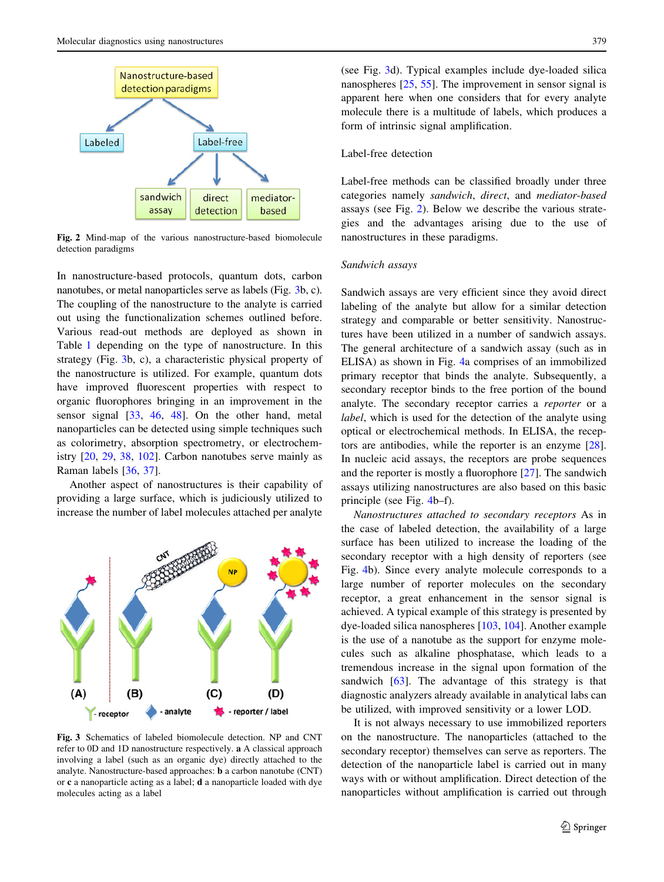Fig. 2 Mind-map of the various nanostructure-based biomolecule detection paradigms

In nanostructure-based protocols, quantum dots, carbon nanotubes, or metal nanoparticles serve as labels (Fig. 3b, c). The coupling of the nanostructure to the analyte is carried out using the functionalization schemes outlined before. Various read-out methods are deployed as shown in Table 1 depending on the type of nanostructure. In this strategy (Fig. 3b, c), a characteristic physical property of the nanostructure is utilized. For example, quantum dots have improved fluorescent properties with respect to organic fluorophores bringing in an improvement in the sensor signal [33, 46, 48]. On the other hand, metal nanoparticles can be detected using simple techniques such as colorimetry, absorption spectrometry, or electrochemistry [20, 29, 38, 102]. Carbon nanotubes serve mainly as Raman labels [36, 37].

Another aspect of nanostructures is their capability of providing a large surface, which is judiciously utilized to increase the number of label molecules attached per analyte (see Fig. 3d). Typical examples include dye-loaded silica nanospheres [25, 55]. The improvement in sensor signal is apparent here when one considers that for every analyte molecule there is a multitude of labels, which produces a form of intrinsic signal amplification.

Fig. 3 Schematics of labeled biomolecule detection. NP and CNT refer to 0D and 1D nanostructure respectively. **a** A classical approach involving a label (such as an organic dye) directly attached to the analyte. Nanostructure-based approaches: **b** a carbon nanotube (CNT) or **c** a nanoparticle acting as a label; **d** a nanoparticle loaded with dye molecules acting as a label

## Label-free detection

Label-free methods can be classified broadly under three categories namely *sandwich*, *direct*, and *mediator-based* assays (see Fig. 2). Below we describe the various strategies and the advantages arising due to the use of nanostructures in these paradigms.

### *Sandwich assays*

Sandwich assays are very efficient since they avoid direct labeling of the analyte but allow for a similar detection strategy and comparable or better sensitivity. Nanostructures have been utilized in a number of sandwich assays. The general architecture of a sandwich assay (such as in ELISA) as shown in Fig. 4a comprises of an immobilized primary receptor that binds the analyte. Subsequently, a secondary receptor binds to the free portion of the bound analyte. The secondary receptor carries a *reporter* or a *label*, which is used for the detection of the analyte using optical or electrochemical methods. In ELISA, the receptors are antibodies, while the reporter is an enzyme [28]. In nucleic acid assays, the receptors are probe sequences and the reporter is mostly a fluorophore [27]. The sandwich assays utilizing nanostructures are also based on this basic principle (see Fig. 4b–f).

*Nanostructures attached to secondary receptors* As in the case of labeled detection, the availability of a large surface has been utilized to increase the loading of the secondary receptor with a high density of reporters (see Fig. 4b). Since every analyte molecule corresponds to a large number of reporter molecules on the secondary receptor, a great enhancement in the sensor signal is achieved. A typical example of this strategy is presented by dye-loaded silica nanospheres [103, 104]. Another example is the use of a nanotube as the support for enzyme molecules such as alkaline phosphatase, which leads to a tremendous increase in the signal upon formation of the sandwich [63]. The advantage of this strategy is that diagnostic analyzers already available in analytical labs can be utilized, with improved sensitivity or a lower LOD.

It is not always necessary to use immobilized reporters on the nanostructure. The nanoparticles (attached to the secondary receptor) themselves can serve as reporters. The detection of the nanoparticle label is carried out in many ways with or without amplification. Direct detection of the nanoparticles without amplification is carried out through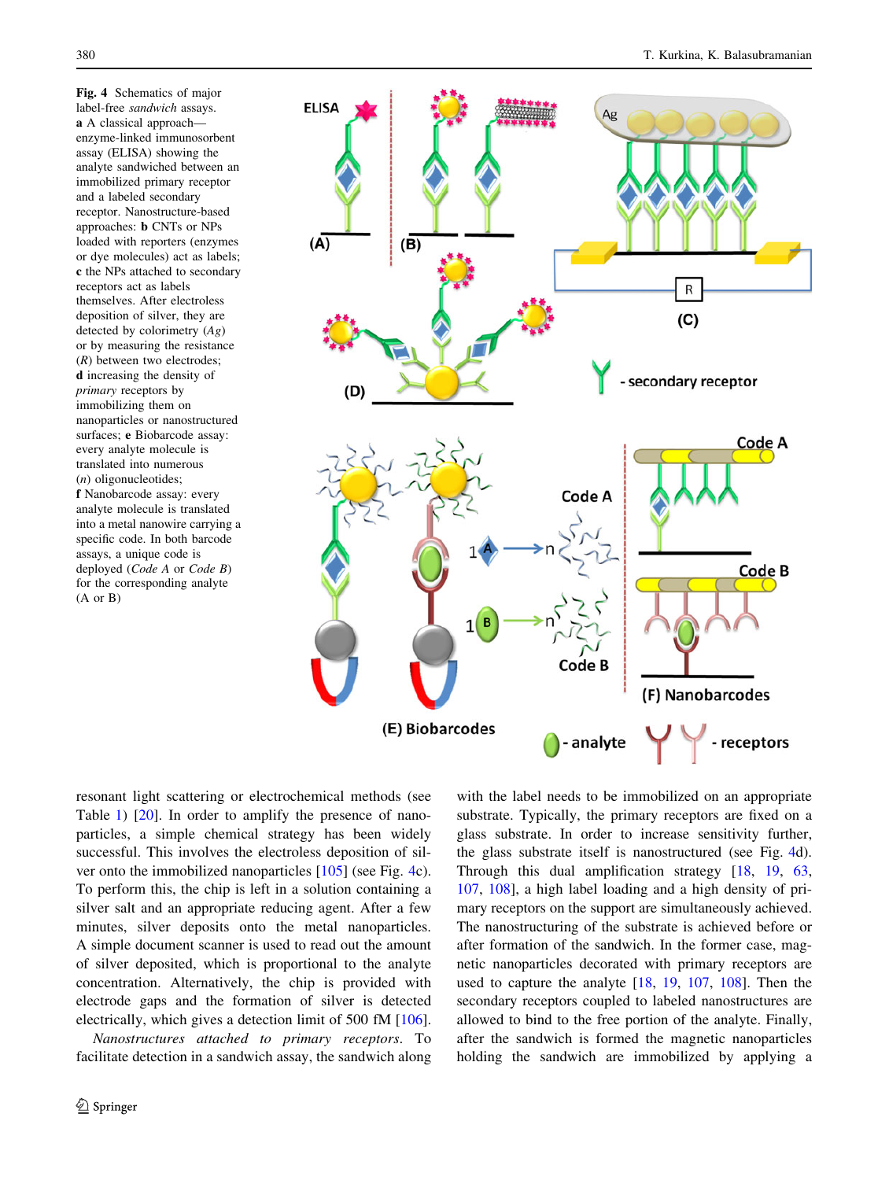**Fig. 4** Schematics of major label-free *sandwich* assays. **a** A classical approach—enzyme-linked immunosorbent assay (ELISA) showing the analyte sandwiched between an immobilized primary receptor and a labeled secondary receptor. Nanostructure-based approaches: **b** CNTs or NPs loaded with reporters (enzymes or dye molecules) act as labels; **c** the NPs attached to secondary receptors act as labels themselves. After electroless deposition of silver, they are detected by colorimetry (*Ag*) or by measuring the resistance (*R*) between two electrodes; **d** increasing the density of *primary* receptors by immobilizing them on nanoparticles or nanostructured surfaces; **e** Biobarcode assay: every analyte molecule is translated into numerous (*n*) oligonucleotides; **f** Nanobarcode assay: every analyte molecule is translated into a metal nanowire carrying a specific code. In both barcode assays, a unique code is deployed (*Code A* or *Code B*) for the corresponding analyte (A or B)

resonant light scattering or electrochemical methods (see Table 1) [20]. In order to amplify the presence of nanoparticles, a simple chemical strategy has been widely successful. This involves the electroless deposition of silver onto the immobilized nanoparticles [105] (see Fig. 4c). To perform this, the chip is left in a solution containing a silver salt and an appropriate reducing agent. After a few minutes, silver deposits onto the metal nanoparticles. A simple document scanner is used to read out the amount of silver deposited, which is proportional to the analyte concentration. Alternatively, the chip is provided with electrode gaps and the formation of silver is detected electrically, which gives a detection limit of 500 fM [106].

*Nanostructures attached to primary receptors*. To facilitate detection in a sandwich assay, the sandwich along with the label needs to be immobilized on an appropriate substrate. Typically, the primary receptors are fixed on a glass substrate. In order to increase sensitivity further, the glass substrate itself is nanostructured (see Fig. 4d). Through this dual amplification strategy [18, 19, 63, 107, 108], a high label loading and a high density of primary receptors on the support are simultaneously achieved. The nanostructuring of the substrate is achieved before or after formation of the sandwich. In the former case, magnetic nanoparticles decorated with primary receptors are used to capture the analyte [18, 19, 107, 108]. Then the secondary receptors coupled to labeled nanostructures are allowed to bind to the free portion of the analyte. Finally, after the sandwich is formed the magnetic nanoparticles holding the sandwich are immobilized by applying a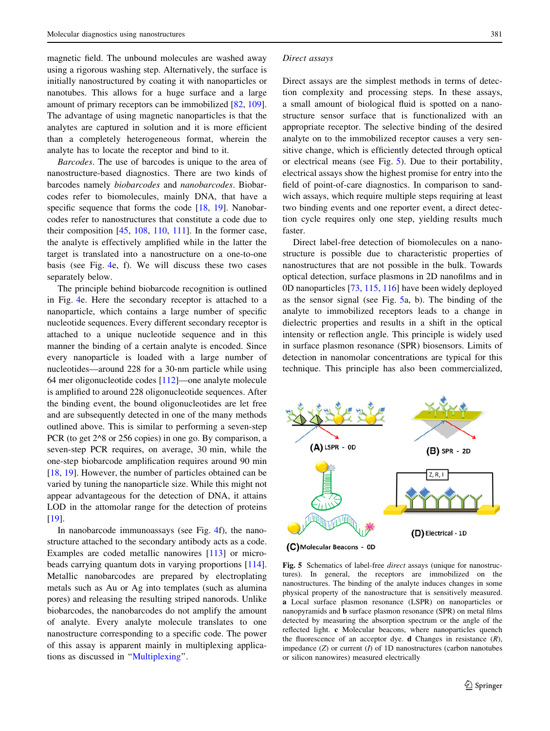magnetic field. The unbound molecules are washed away using a rigorous washing step. Alternatively, the surface is initially nanostructured by coating it with nanoparticles or nanotubes. This allows for a huge surface and a large amount of primary receptors can be immobilized [82, 109]. The advantage of using magnetic nanoparticles is that the analytes are captured in solution and it is more efficient than a completely heterogeneous format, wherein the analyte has to locate the receptor and bind to it.

*Barcodes*. The use of barcodes is unique to the area of nanostructure-based diagnostics. There are two kinds of barcodes namely *biobarcodes* and *nanobarcodes*. Biobarcodes refer to biomolecules, mainly DNA, that have a specific sequence that forms the code [18, 19]. Nanobarcodes refer to nanostructures that constitute a code due to their composition [45, 108, 110, 111]. In the former case, the analyte is effectively amplified while in the latter the target is translated into a nanostructure on a one-to-one basis (see Fig. 4e, f). We will discuss these two cases separately below.

The principle behind biobarcode recognition is outlined in Fig. 4e. Here the secondary receptor is attached to a nanoparticle, which contains a large number of specific nucleotide sequences. Every different secondary receptor is attached to a unique nucleotide sequence and in this manner the binding of a certain analyte is encoded. Since every nanoparticle is loaded with a large number of nucleotides—around 228 for a 30-nm particle while using 64 mer oligonucleotide codes [112]—one analyte molecule is amplified to around 228 oligonucleotide sequences. After the binding event, the bound oligonucleotides are let free and are subsequently detected in one of the many methods outlined above. This is similar to performing a seven-step PCR (to get 2^8 or 256 copies) in one go. By comparison, a seven-step PCR requires, on average, 30 min, while the one-step biobarcode amplification requires around 90 min [18, 19]. However, the number of particles obtained can be varied by tuning the nanoparticle size. While this might not appear advantageous for the detection of DNA, it attains LOD in the attomolar range for the detection of proteins [19].

In nanobarcode immunoassays (see Fig. 4f), the nanostructure attached to the secondary antibody acts as a code. Examples are coded metallic nanowires [113] or micro-beads carrying quantum dots in varying proportions [114]. Metallic nanobarcodes are prepared by electroplating metals such as Au or Ag into templates (such as alumina pores) and releasing the resulting striped nanorods. Unlike biobarcodes, the nanobarcodes do not amplify the amount of analyte. Every analyte molecule translates to one nanostructure corresponding to a specific code. The power of this assay is apparent mainly in multiplexing applications as discussed in "Multiplexing".

*Direct assays*

Direct assays are the simplest methods in terms of detection complexity and processing steps. In these assays, a small amount of biological fluid is spotted on a nanostructure sensor surface that is functionalized with an appropriate receptor. The selective binding of the desired analyte on to the immobilized receptor causes a very sensitive change, which is efficiently detected through optical or electrical means (see Fig. 5). Due to their portability, electrical assays show the highest promise for entry into the field of point-of-care diagnostics. In comparison to sandwich assays, which require multiple steps requiring at least two binding events and one reporter event, a direct detection cycle requires only one step, yielding results much faster.

Direct label-free detection of biomolecules on a nanostructure is possible due to characteristic properties of nanostructures that are not possible in the bulk. Towards optical detection, surface plasmons in 2D nanofilms and in 0D nanoparticles [73, 115, 116] have been widely deployed as the sensor signal (see Fig. 5a, b). The binding of the analyte to immobilized receptors leads to a change in dielectric properties and results in a shift in the optical intensity or reflection angle. This principle is widely used in surface plasmon resonance (SPR) biosensors. Limits of detection in nanomolar concentrations are typical for this technique. This principle has also been commercialized,

Fig. 5 Schematics of label-free *direct* assays (unique for nanostructures). In general, the receptors are immobilized on the nanostructures. The binding of the analyte induces changes in some physical property of the nanostructure that is sensitively measured. **a** Local surface plasmon resonance (LSPR) on nanoparticles or nanopyramids and **b** surface plasmon resonance (SPR) on metal films detected by measuring the absorption spectrum or the angle of the reflected light. **c** Molecular beacons, where nanoparticles quench the fluorescence of an acceptor dye. **d** Changes in resistance ($R$), impedance ($Z$) or current ($I$) of 1D nanostructures (carbon nanotubes or silicon nanowires) measured electrically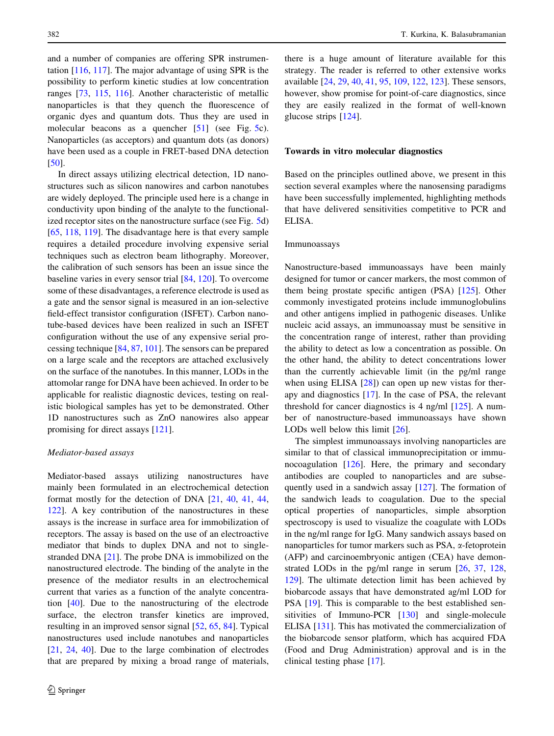and a number of companies are offering SPR instrumentation [116, 117]. The major advantage of using SPR is the possibility to perform kinetic studies at low concentration ranges [73, 115, 116]. Another characteristic of metallic nanoparticles is that they quench the fluorescence of organic dyes and quantum dots. Thus they are used in molecular beacons as a quencher [51] (see Fig. 5c). Nanoparticles (as acceptors) and quantum dots (as donors) have been used as a couple in FRET-based DNA detection [50].

In direct assays utilizing electrical detection, 1D nanostructures such as silicon nanowires and carbon nanotubes are widely deployed. The principle used here is a change in conductivity upon binding of the analyte to the functionalized receptor sites on the nanostructure surface (see Fig. 5d) [65, 118, 119]. The disadvantage here is that every sample requires a detailed procedure involving expensive serial techniques such as electron beam lithography. Moreover, the calibration of such sensors has been an issue since the baseline varies in every sensor trial [84, 120]. To overcome some of these disadvantages, a reference electrode is used as a gate and the sensor signal is measured in an ion-selective field-effect transistor configuration (ISFET). Carbon nanotube-based devices have been realized in such an ISFET configuration without the use of any expensive serial processing technique [84, 87, 101]. The sensors can be prepared on a large scale and the receptors are attached exclusively on the surface of the nanotubes. In this manner, LODs in the attomolar range for DNA have been achieved. In order to be applicable for realistic diagnostic devices, testing on realistic biological samples has yet to be demonstrated. Other 1D nanostructures such as ZnO nanowires also appear promising for direct assays [121].

### *Mediator-based assays*

Mediator-based assays utilizing nanostructures have mainly been formulated in an electrochemical detection format mostly for the detection of DNA [21, 40, 41, 44, 122]. A key contribution of the nanostructures in these assays is the increase in surface area for immobilization of receptors. The assay is based on the use of an electroactive mediator that binds to duplex DNA and not to single-stranded DNA [21]. The probe DNA is immobilized on the nanostructured electrode. The binding of the analyte in the presence of the mediator results in an electrochemical current that varies as a function of the analyte concentration [40]. Due to the nanostructuring of the electrode surface, the electron transfer kinetics are improved, resulting in an improved sensor signal [52, 65, 84]. Typical nanostructures used include nanotubes and nanoparticles [21, 24, 40]. Due to the large combination of electrodes that are prepared by mixing a broad range of materials, there is a huge amount of literature available for this strategy. The reader is referred to other extensive works available [24, 29, 40, 41, 95, 109, 122, 123]. These sensors, however, show promise for point-of-care diagnostics, since they are easily realized in the format of well-known glucose strips [124].

## Towards in vitro molecular diagnostics

Based on the principles outlined above, we present in this section several examples where the nanosensing paradigms have been successfully implemented, highlighting methods that have delivered sensitivities competitive to PCR and ELISA.

### Immunoassays

Nanostructure-based immunoassays have been mainly designed for tumor or cancer markers, the most common of them being prostate specific antigen (PSA) [125]. Other commonly investigated proteins include immunoglobulins and other antigens implied in pathogenic diseases. Unlike nucleic acid assays, an immunoassay must be sensitive in the concentration range of interest, rather than providing the ability to detect as low a concentration as possible. On the other hand, the ability to detect concentrations lower than the currently achievable limit (in the pg/ml range when using ELISA [28]) can open up new vistas for therapy and diagnostics [17]. In the case of PSA, the relevant threshold for cancer diagnostics is 4 ng/ml [125]. A number of nanostructure-based immunoassays have shown LODs well below this limit [26].

The simplest immunoassays involving nanoparticles are similar to that of classical immunoprecipitation or immunocoagulation [126]. Here, the primary and secondary antibodies are coupled to nanoparticles and are subsequently used in a sandwich assay [127]. The formation of the sandwich leads to coagulation. Due to the special optical properties of nanoparticles, simple absorption spectroscopy is used to visualize the coagulate with LODs in the ng/ml range for IgG. Many sandwich assays based on nanoparticles for tumor markers such as PSA, $\alpha$-fetoprotein (AFP) and carcinoembryonic antigen (CEA) have demonstrated LODs in the pg/ml range in serum [26, 37, 128, 129]. The ultimate detection limit has been achieved by biobarcode assays that have demonstrated ag/ml LOD for PSA [19]. This is comparable to the best established sensitivities of Immuno-PCR [130] and single-molecule ELISA [131]. This has motivated the commercialization of the biobarcode sensor platform, which has acquired FDA (Food and Drug Administration) approval and is in the clinical testing phase [17].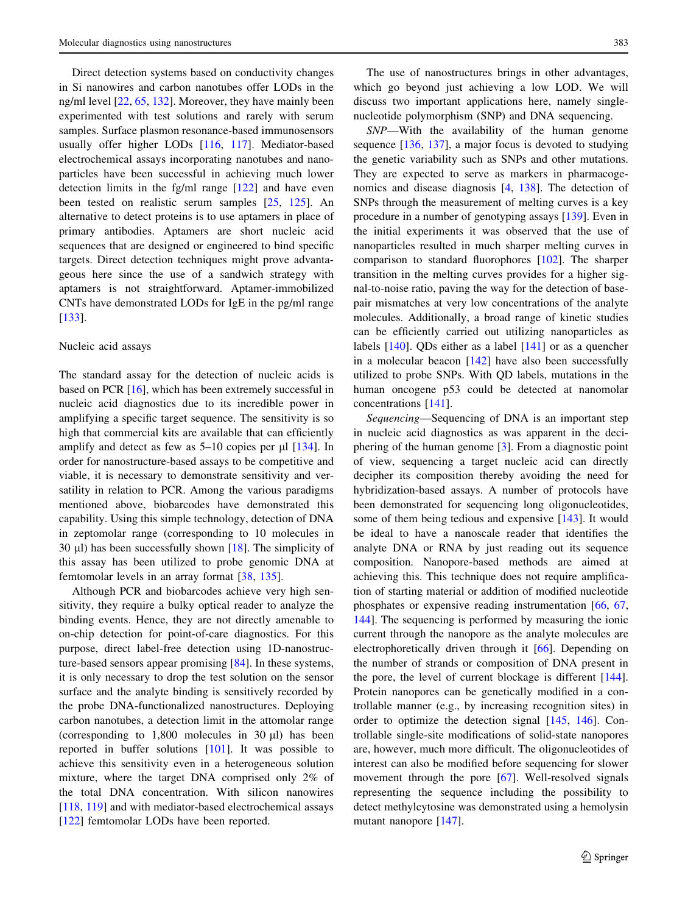Direct detection systems based on conductivity changes in Si nanowires and carbon nanotubes offer LODs in the ng/ml level [22, 65, 132]. Moreover, they have mainly been experimented with test solutions and rarely with serum samples. Surface plasmon resonance-based immunosensors usually offer higher LODs [116, 117]. Mediator-based electrochemical assays incorporating nanotubes and nanoparticles have been successful in achieving much lower detection limits in the fg/ml range [122] and have even been tested on realistic serum samples [25, 125]. An alternative to detect proteins is to use aptamers in place of primary antibodies. Aptamers are short nucleic acid sequences that are designed or engineered to bind specific targets. Direct detection techniques might prove advantageous here since the use of a sandwich strategy with aptamers is not straightforward. Aptamer-immobilized CNTs have demonstrated LODs for IgE in the pg/ml range [133].

## Nucleic acid assays

The standard assay for the detection of nucleic acids is based on PCR [16], which has been extremely successful in nucleic acid diagnostics due to its incredible power in amplifying a specific target sequence. The sensitivity is so high that commercial kits are available that can efficiently amplify and detect as few as 5–10 copies per µl [134]. In order for nanostructure-based assays to be competitive and viable, it is necessary to demonstrate sensitivity and versatility in relation to PCR. Among the various paradigms mentioned above, biobarcodes have demonstrated this capability. Using this simple technology, detection of DNA in zeptomolar range (corresponding to 10 molecules in 30 µl) has been successfully shown [18]. The simplicity of this assay has been utilized to probe genomic DNA at femtomolar levels in an array format [38, 135].

Although PCR and biobarcodes achieve very high sensitivity, they require a bulky optical reader to analyze the binding events. Hence, they are not directly amenable to on-chip detection for point-of-care diagnostics. For this purpose, direct label-free detection using 1D-nanostructure-based sensors appear promising [84]. In these systems, it is only necessary to drop the test solution on the sensor surface and the analyte binding is sensitively recorded by the probe DNA-functionalized nanostructures. Deploying carbon nanotubes, a detection limit in the attomolar range (corresponding to 1,800 molecules in 30 µl) has been reported in buffer solutions [101]. It was possible to achieve this sensitivity even in a heterogeneous solution mixture, where the target DNA comprised only 2% of the total DNA concentration. With silicon nanowires [118, 119] and with mediator-based electrochemical assays [122] femtomolar LODs have been reported.

The use of nanostructures brings in other advantages, which go beyond just achieving a low LOD. We will discuss two important applications here, namely single-nucleotide polymorphism (SNP) and DNA sequencing.

*SNP*—With the availability of the human genome sequence [136, 137], a major focus is devoted to studying the genetic variability such as SNPs and other mutations. They are expected to serve as markers in pharmacogenomics and disease diagnosis [4, 138]. The detection of SNPs through the measurement of melting curves is a key procedure in a number of genotyping assays [139]. Even in the initial experiments it was observed that the use of nanoparticles resulted in much sharper melting curves in comparison to standard fluorophores [102]. The sharper transition in the melting curves provides for a higher signal-to-noise ratio, paving the way for the detection of base-pair mismatches at very low concentrations of the analyte molecules. Additionally, a broad range of kinetic studies can be efficiently carried out utilizing nanoparticles as labels [140]. QDs either as a label [141] or as a quencher in a molecular beacon [142] have also been successfully utilized to probe SNPs. With QD labels, mutations in the human oncogene p53 could be detected at nanomolar concentrations [141].

*Sequencing*—Sequencing of DNA is an important step in nucleic acid diagnostics as was apparent in the deciphering of the human genome [3]. From a diagnostic point of view, sequencing a target nucleic acid can directly decipher its composition thereby avoiding the need for hybridization-based assays. A number of protocols have been demonstrated for sequencing long oligonucleotides, some of them being tedious and expensive [143]. It would be ideal to have a nanoscale reader that identifies the analyte DNA or RNA by just reading out its sequence composition. Nanopore-based methods are aimed at achieving this. This technique does not require amplification of starting material or addition of modified nucleotide phosphates or expensive reading instrumentation [66, 67, 144]. The sequencing is performed by measuring the ionic current through the nanopore as the analyte molecules are electrophoretically driven through it [66]. Depending on the number of strands or composition of DNA present in the pore, the level of current blockage is different [144]. Protein nanopores can be genetically modified in a controllable manner (e.g., by increasing recognition sites) in order to optimize the detection signal [145, 146]. Controllable single-site modifications of solid-state nanopores are, however, much more difficult. The oligonucleotides of interest can also be modified before sequencing for slower movement through the pore [67]. Well-resolved signals representing the sequence including the possibility to detect methylcytosine was demonstrated using a hemolysin mutant nanopore [147].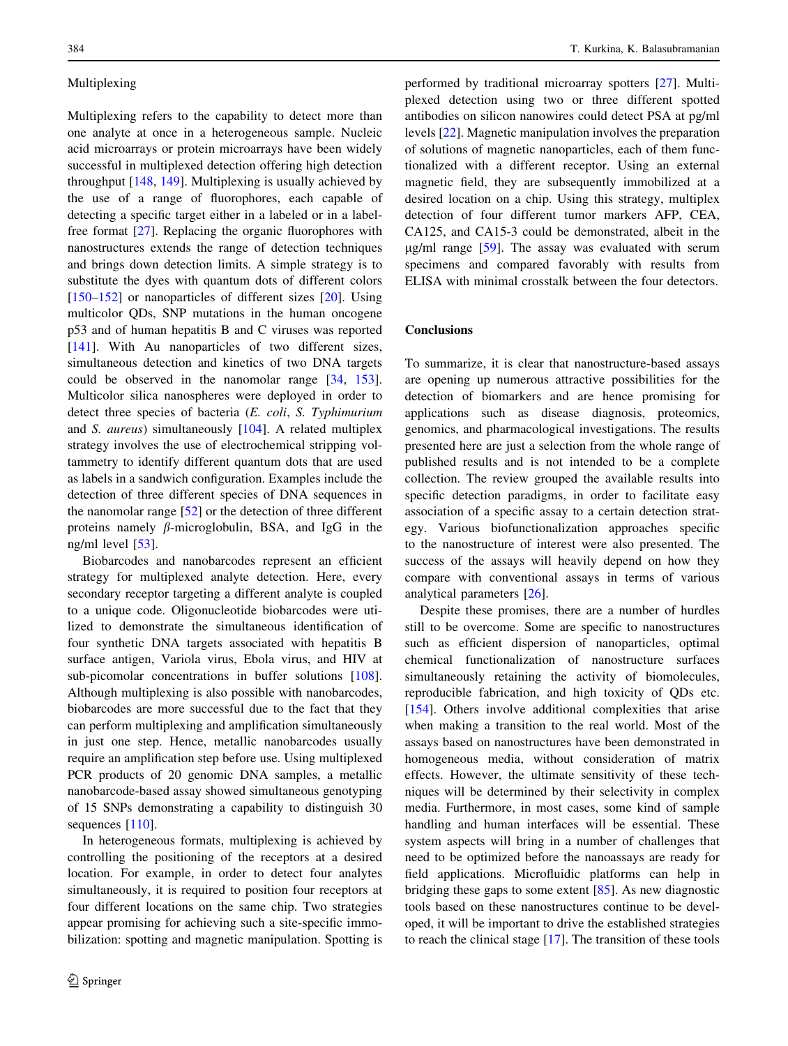### Multiplexing

Multiplexing refers to the capability to detect more than one analyte at once in a heterogeneous sample. Nucleic acid microarrays or protein microarrays have been widely successful in multiplexed detection offering high detection throughput [148, 149]. Multiplexing is usually achieved by the use of a range of fluorophores, each capable of detecting a specific target either in a labeled or in a label-free format [27]. Replacing the organic fluorophores with nanostructures extends the range of detection techniques and brings down detection limits. A simple strategy is to substitute the dyes with quantum dots of different colors [150–152] or nanoparticles of different sizes [20]. Using multicolor QDs, SNP mutations in the human oncogene p53 and of human hepatitis B and C viruses was reported [141]. With Au nanoparticles of two different sizes, simultaneous detection and kinetics of two DNA targets could be observed in the nanomolar range [34, 153]. Multicolor silica nanospheres were deployed in order to detect three species of bacteria (*E. coli*, *S. Typhimurium* and *S. aureus*) simultaneously [104]. A related multiplex strategy involves the use of electrochemical stripping voltammetry to identify different quantum dots that are used as labels in a sandwich configuration. Examples include the detection of three different species of DNA sequences in the nanomolar range [52] or the detection of three different proteins namely $\beta$-microglobulin, BSA, and IgG in the ng/ml level [53].

Biobarcodes and nanobarcodes represent an efficient strategy for multiplexed analyte detection. Here, every secondary receptor targeting a different analyte is coupled to a unique code. Oligonucleotide biobarcodes were utilized to demonstrate the simultaneous identification of four synthetic DNA targets associated with hepatitis B surface antigen, Variola virus, Ebola virus, and HIV at sub-picomolar concentrations in buffer solutions [108]. Although multiplexing is also possible with nanobarcodes, biobarcodes are more successful due to the fact that they can perform multiplexing and amplification simultaneously in just one step. Hence, metallic nanobarcodes usually require an amplification step before use. Using multiplexed PCR products of 20 genomic DNA samples, a metallic nanobarcode-based assay showed simultaneous genotyping of 15 SNPs demonstrating a capability to distinguish 30 sequences [110].

In heterogeneous formats, multiplexing is achieved by controlling the positioning of the receptors at a desired location. For example, in order to detect four analytes simultaneously, it is required to position four receptors at four different locations on the same chip. Two strategies appear promising for achieving such a site-specific immobilization: spotting and magnetic manipulation. Spotting is performed by traditional microarray spotters [27]. Multiplexed detection using two or three different spotted antibodies on silicon nanowires could detect PSA at pg/ml levels [22]. Magnetic manipulation involves the preparation of solutions of magnetic nanoparticles, each of them functionalized with a different receptor. Using an external magnetic field, they are subsequently immobilized at a desired location on a chip. Using this strategy, multiplex detection of four different tumor markers AFP, CEA, CA125, and CA15-3 could be demonstrated, albeit in the μg/ml range [59]. The assay was evaluated with serum specimens and compared favorably with results from ELISA with minimal crosstalk between the four detectors.

## Conclusions

To summarize, it is clear that nanostructure-based assays are opening up numerous attractive possibilities for the detection of biomarkers and are hence promising for applications such as disease diagnosis, proteomics, genomics, and pharmacological investigations. The results presented here are just a selection from the whole range of published results and is not intended to be a complete collection. The review grouped the available results into specific detection paradigms, in order to facilitate easy association of a specific assay to a certain detection strategy. Various biofunctionalization approaches specific to the nanostructure of interest were also presented. The success of the assays will heavily depend on how they compare with conventional assays in terms of various analytical parameters [26].

Despite these promises, there are a number of hurdles still to be overcome. Some are specific to nanostructures such as efficient dispersion of nanoparticles, optimal chemical functionalization of nanostructure surfaces simultaneously retaining the activity of biomolecules, reproducible fabrication, and high toxicity of QDs etc. [154]. Others involve additional complexities that arise when making a transition to the real world. Most of the assays based on nanostructures have been demonstrated in homogeneous media, without consideration of matrix effects. However, the ultimate sensitivity of these techniques will be determined by their selectivity in complex media. Furthermore, in most cases, some kind of sample handling and human interfaces will be essential. These system aspects will bring in a number of challenges that need to be optimized before the nanoassays are ready for field applications. Microfluidic platforms can help in bridging these gaps to some extent [85]. As new diagnostic tools based on these nanostructures continue to be developed, it will be important to drive the established strategies to reach the clinical stage [17]. The transition of these tools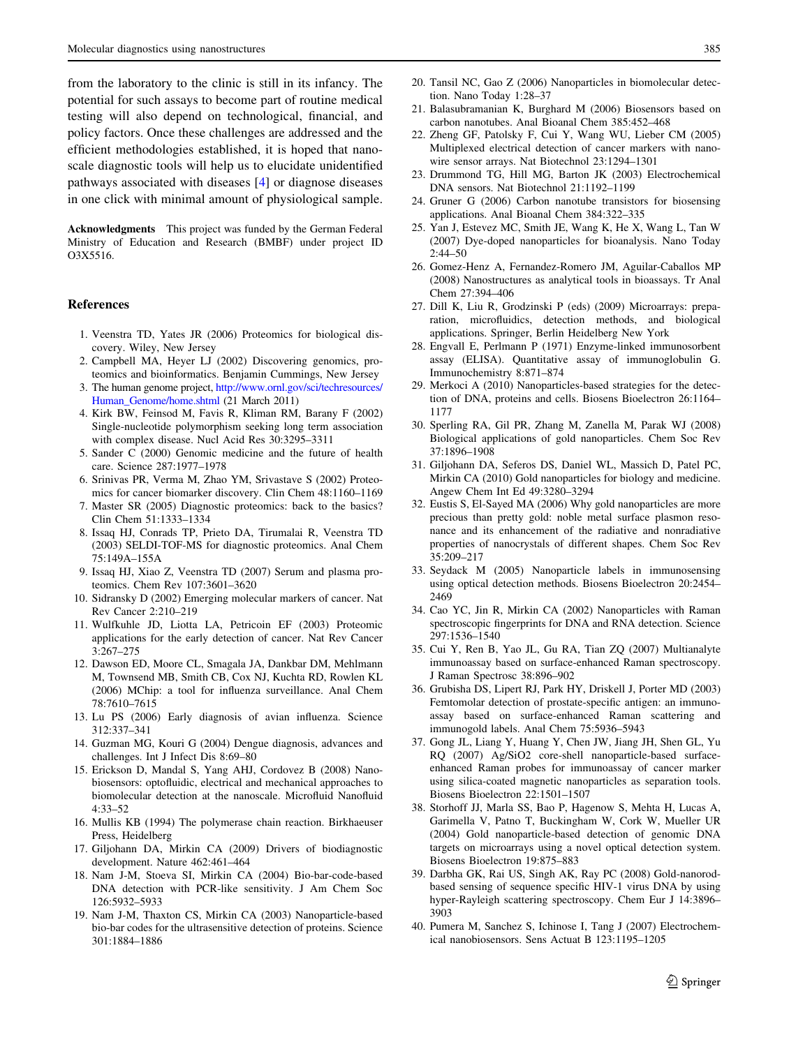from the laboratory to the clinic is still in its infancy. The potential for such assays to become part of routine medical testing will also depend on technological, financial, and policy factors. Once these challenges are addressed and the efficient methodologies established, it is hoped that nanoscale diagnostic tools will help us to elucidate unidentified pathways associated with diseases [4] or diagnose diseases in one click with minimal amount of physiological sample.

**Acknowledgments** This project was funded by the German Federal Ministry of Education and Research (BMBF) under project ID O3X5516.

## References

1. Veenstra TD, Yates JR (2006) Proteomics for biological discovery. Wiley, New Jersey
2. Campbell MA, Heyer LJ (2002) Discovering genomics, proteomics and bioinformatics. Benjamin Cummings, New Jersey
3. The human genome project, http://www.ornl.gov/sci/techresources/Human_Genome/home.shtml (21 March 2011)
4. Kirk BW, Feinsod M, Favis R, Kliman RM, Barany F (2002) Single-nucleotide polymorphism seeking long term association with complex disease. Nucl Acid Res 30:3295–3311
5. Sander C (2000) Genomic medicine and the future of health care. Science 287:1977–1978
6. Srinivas PR, Verma M, Zhao YM, Srivastave S (2002) Proteomics for cancer biomarker discovery. Clin Chem 48:1160–1169
7. Master SR (2005) Diagnostic proteomics: back to the basics? Clin Chem 51:1333–1334
8. Issaq HJ, Conrads TP, Prieto DA, Tirumalai R, Veenstra TD (2003) SELDI-TOF-MS for diagnostic proteomics. Anal Chem 75:149A–155A
9. Issaq HJ, Xiao Z, Veenstra TD (2007) Serum and plasma proteomics. Chem Rev 107:3601–3620
10. Sidransky D (2002) Emerging molecular markers of cancer. Nat Rev Cancer 2:210–219
11. Wulfkuhle JD, Liotta LA, Petricoin EF (2003) Proteomic applications for the early detection of cancer. Nat Rev Cancer 3:267–275
12. Dawson ED, Moore CL, Smagala JA, Dankbar DM, Mehlmann M, Townsend MB, Smith CB, Cox NJ, Kuchta RD, Rowlen KL (2006) MChip: a tool for influenza surveillance. Anal Chem 78:7610–7615
13. Lu PS (2006) Early diagnosis of avian influenza. Science 312:337–341
14. Guzman MG, Kouri G (2004) Dengue diagnosis, advances and challenges. Int J Infect Dis 8:69–80
15. Erickson D, Mandal S, Yang AHJ, Cordovez B (2008) Nanobiosensors: optofluidic, electrical and mechanical approaches to biomolecular detection at the nanoscale. Microfluid Nanofluid 4:33–52
16. Mullis KB (1994) The polymerase chain reaction. Birkhaeuser Press, Heidelberg
17. Giljohann DA, Mirkin CA (2009) Drivers of biodiagnostic development. Nature 462:461–464
18. Nam J-M, Stoeva SI, Mirkin CA (2004) Bio-bar-code-based DNA detection with PCR-like sensitivity. J Am Chem Soc 126:5932–5933
19. Nam J-M, Thaxton CS, Mirkin CA (2003) Nanoparticle-based bio-bar codes for the ultrasensitive detection of proteins. Science 301:1884–1886
20. Tansil NC, Gao Z (2006) Nanoparticles in biomolecular detection. Nano Today 1:28–37
21. Balasubramanian K, Burghard M (2006) Biosensors based on carbon nanotubes. Anal Bioanal Chem 385:452–468
22. Zheng GF, Patolsky F, Cui Y, Wang WU, Lieber CM (2005) Multiplexed electrical detection of cancer markers with nanowire sensor arrays. Nat Biotechnol 23:1294–1301
23. Drummond TG, Hill MG, Barton JK (2003) Electrochemical DNA sensors. Nat Biotechnol 21:1192–1199
24. Gruner G (2006) Carbon nanotube transistors for biosensing applications. Anal Bioanal Chem 384:322–335
25. Yan J, Estevez MC, Smith JE, Wang K, He X, Wang L, Tan W (2007) Dye-doped nanoparticles for bioanalysis. Nano Today 2:44–50
26. Gomez-Henz A, Fernandez-Romero JM, Aguilar-Caballos MP (2008) Nanostructures as analytical tools in bioassays. Tr Anal Chem 27:394–406
27. Dill K, Liu R, Grodzinski P (eds) (2009) Microarrays: preparation, microfluidics, detection methods, and biological applications. Springer, Berlin Heidelberg New York
28. Engvall E, Perlmann P (1971) Enzyme-linked immunosorbent assay (ELISA). Quantitative assay of immunoglobulin G. Immunochemistry 8:871–874
29. Merkoci A (2010) Nanoparticles-based strategies for the detection of DNA, proteins and cells. Biosens Bioelectron 26:1164–1177
30. Sperling RA, Gil PR, Zhang M, Zanella M, Parak WJ (2008) Biological applications of gold nanoparticles. Chem Soc Rev 37:1896–1908
31. Giljohann DA, Seferos DS, Daniel WL, Massich D, Patel PC, Mirkin CA (2010) Gold nanoparticles for biology and medicine. Angew Chem Int Ed 49:3280–3294
32. Eustis S, El-Sayed MA (2006) Why gold nanoparticles are more precious than pretty gold: noble metal surface plasmon resonance and its enhancement of the radiative and nonradiative properties of nanocrystals of different shapes. Chem Soc Rev 35:209–217
33. Seydack M (2005) Nanoparticle labels in immunosensing using optical detection methods. Biosens Bioelectron 20:2454–2469
34. Cao YC, Jin R, Mirkin CA (2002) Nanoparticles with Raman spectroscopic fingerprints for DNA and RNA detection. Science 297:1536–1540
35. Cui Y, Ren B, Yao JL, Gu RA, Tian ZQ (2007) Multianalyte immunoassay based on surface-enhanced Raman spectroscopy. J Raman Spectrosc 38:896–902
36. Grubisha DS, Lipert RJ, Park HY, Driskell J, Porter MD (2003) Femtomolar detection of prostate-specific antigen: an immunoassay based on surface-enhanced Raman scattering and immunogold labels. Anal Chem 75:5936–5943
37. Gong JL, Liang Y, Huang Y, Chen JW, Jiang JH, Shen GL, Yu RQ (2007) Ag/SiO2 core-shell nanoparticle-based surface-enhanced Raman probes for immunoassay of cancer marker using silica-coated magnetic nanoparticles as separation tools. Biosens Bioelectron 22:1501–1507
38. Storhoff JJ, Marla SS, Bao P, Hagenow S, Mehta H, Lucas A, Garimella V, Patno T, Buckingham W, Cork W, Mueller UR (2004) Gold nanoparticle-based detection of genomic DNA targets on microarrays using a novel optical detection system. Biosens Bioelectron 19:875–883
39. Darbha GK, Rai US, Singh AK, Ray PC (2008) Gold-nanorod-based sensing of sequence specific HIV-1 virus DNA by using hyper-Rayleigh scattering spectroscopy. Chem Eur J 14:3896–3903
40. Pumera M, Sanchez S, Ichinose I, Tang J (2007) Electrochemical nanobiosensors. Sens Actuat B 123:1195–1205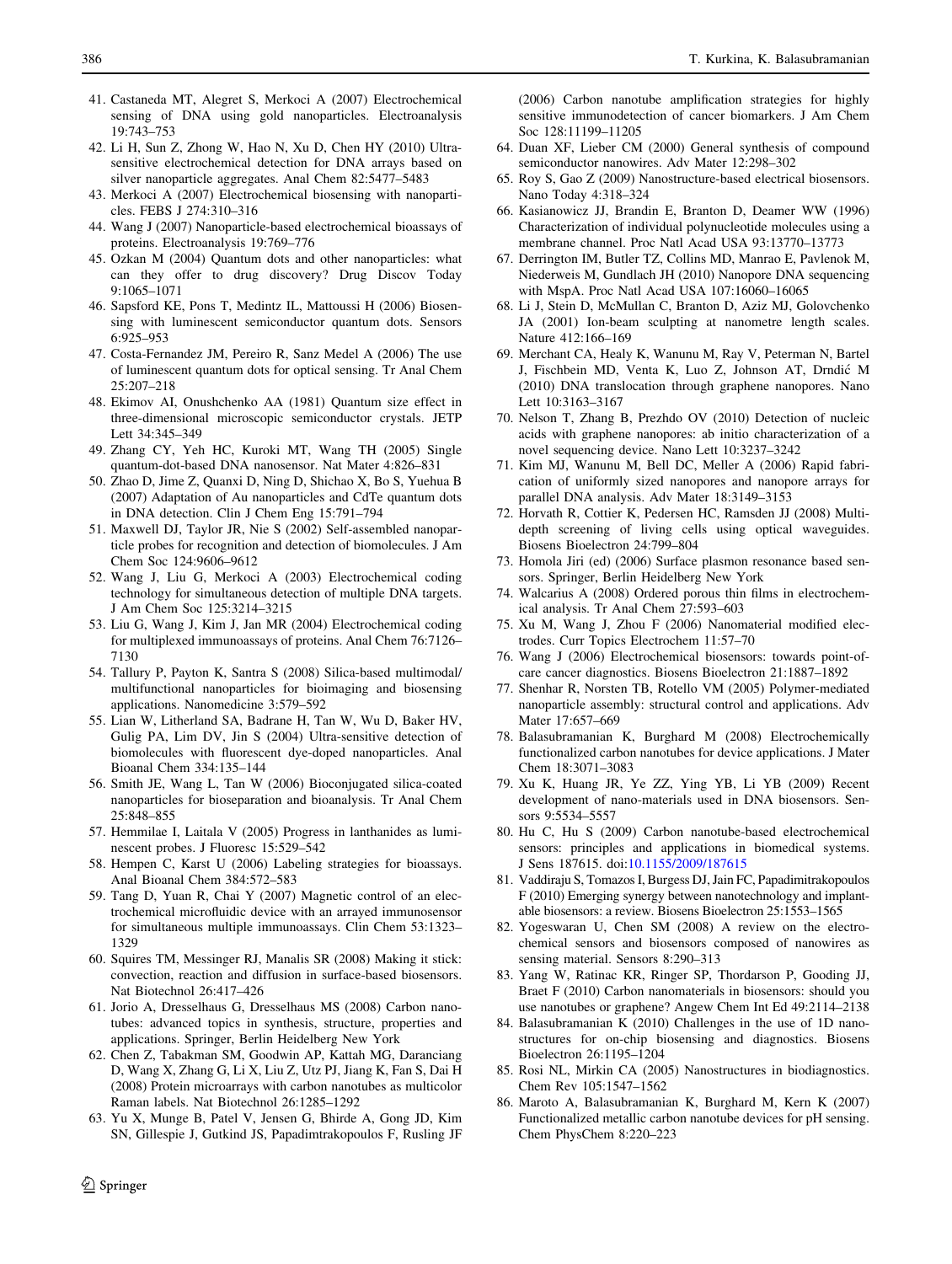41. Castaneda MT, Alegret S, Merkoci A (2007) Electrochemical sensing of DNA using gold nanoparticles. Electroanalysis 19:743–753
42. Li H, Sun Z, Zhong W, Hao N, Xu D, Chen HY (2010) Ultrasensitive electrochemical detection for DNA arrays based on silver nanoparticle aggregates. Anal Chem 82:5477–5483
43. Merkoci A (2007) Electrochemical biosensing with nanoparticles. FEBS J 274:310–316
44. Wang J (2007) Nanoparticle-based electrochemical bioassays of proteins. Electroanalysis 19:769–776
45. Ozkan M (2004) Quantum dots and other nanoparticles: what can they offer to drug discovery? Drug Discov Today 9:1065–1071
46. Sapsford KE, Pons T, Medintz IL, Mattoussi H (2006) Biosensing with luminescent semiconductor quantum dots. Sensors 6:925–953
47. Costa-Fernandez JM, Pereiro R, Sanz Medel A (2006) The use of luminescent quantum dots for optical sensing. Tr Anal Chem 25:207–218
48. Ekimov AI, Onushchenko AA (1981) Quantum size effect in three-dimensional microscopic semiconductor crystals. JETP Lett 34:345–349
49. Zhang CY, Yeh HC, Kuroki MT, Wang TH (2005) Single quantum-dot-based DNA nanosensor. Nat Mater 4:826–831
50. Zhao D, Jime Z, Quanxi D, Ning D, Shichao X, Bo S, Yuehua B (2007) Adaptation of Au nanoparticles and CdTe quantum dots in DNA detection. Clin J Chem Eng 15:791–794
51. Maxwell DJ, Taylor JR, Nie S (2002) Self-assembled nanoparticle probes for recognition and detection of biomolecules. J Am Chem Soc 124:9606–9612
52. Wang J, Liu G, Merkoci A (2003) Electrochemical coding technology for simultaneous detection of multiple DNA targets. J Am Chem Soc 125:3214–3215
53. Liu G, Wang J, Kim J, Jan MR (2004) Electrochemical coding for multiplexed immunoassays of proteins. Anal Chem 76:7126–7130
54. Tallury P, Payton K, Santra S (2008) Silica-based multimodal/multifunctional nanoparticles for bioimaging and biosensing applications. Nanomedicine 3:579–592
55. Lian W, Litherland SA, Badrane H, Tan W, Wu D, Baker HV, Gulig PA, Lim DV, Jin S (2004) Ultra-sensitive detection of biomolecules with fluorescent dye-doped nanoparticles. Anal Bioanal Chem 334:135–144
56. Smith JE, Wang L, Tan W (2006) Bioconjugated silica-coated nanoparticles for bioseparation and bioanalysis. Tr Anal Chem 25:848–855
57. Hemmilae I, Laitala V (2005) Progress in lanthanides as luminescent probes. J Fluoresc 15:529–542
58. Hempen C, Karst U (2006) Labeling strategies for bioassays. Anal Bioanal Chem 384:572–583
59. Tang D, Yuan R, Chai Y (2007) Magnetic control of an electrochemical microfluidic device with an arrayed immunosensor for simultaneous multiple immunoassays. Clin Chem 53:1323–1329
60. Squires TM, Messinger RJ, Manalis SR (2008) Making it stick: convection, reaction and diffusion in surface-based biosensors. Nat Biotechnol 26:417–426
61. Jorio A, Dresselhaus G, Dresselhaus MS (2008) Carbon nanotubes: advanced topics in synthesis, structure, properties and applications. Springer, Berlin Heidelberg New York
62. Chen Z, Tabakman SM, Goodwin AP, Kattah MG, Daranciang D, Wang X, Zhang G, Li X, Liu Z, Utz PJ, Jiang K, Fan S, Dai H (2008) Protein microarrays with carbon nanotubes as multicolor Raman labels. Nat Biotechnol 26:1285–1292
63. Yu X, Munge B, Patel V, Jensen G, Bhirde A, Gong JD, Kim SN, Gillespie J, Gutkind JS, Papadimtrakopoulos F, Rusling JF (2006) Carbon nanotube amplification strategies for highly sensitive immunodetection of cancer biomarkers. J Am Chem Soc 128:11199–11205
64. Duan XF, Lieber CM (2000) General synthesis of compound semiconductor nanowires. Adv Mater 12:298–302
65. Roy S, Gao Z (2009) Nanostructure-based electrical biosensors. Nano Today 4:318–324
66. Kasianowicz JJ, Brandin E, Branton D, Deamer WW (1996) Characterization of individual polynucleotide molecules using a membrane channel. Proc Natl Acad USA 93:13770–13773
67. Derrington IM, Butler TZ, Collins MD, Manrao E, Pavlenok M, Niederweis M, Gundlach JH (2010) Nanopore DNA sequencing with MspA. Proc Natl Acad USA 107:16060–16065
68. Li J, Stein D, McMullan C, Branton D, Aziz MJ, Golovchenko JA (2001) Ion-beam sculpting at nanometre length scales. Nature 412:166–169
69. Merchant CA, Healy K, Wanunu M, Ray V, Peterman N, Bartel J, Fischbein MD, Venta K, Luo Z, Johnson AT, Drndić M (2010) DNA translocation through graphene nanopores. Nano Lett 10:3163–3167
70. Nelson T, Zhang B, Prezhdo OV (2010) Detection of nucleic acids with graphene nanopores: ab initio characterization of a novel sequencing device. Nano Lett 10:3237–3242
71. Kim MJ, Wanunu M, Bell DC, Meller A (2006) Rapid fabrication of uniformly sized nanopores and nanopore arrays for parallel DNA analysis. Adv Mater 18:3149–3153
72. Horvath R, Cottier K, Pedersen HC, Ramsden JJ (2008) Multidepth screening of living cells using optical waveguides. Biosens Bioelectron 24:799–804
73. Homola Jiri (ed) (2006) Surface plasmon resonance based sensors. Springer, Berlin Heidelberg New York
74. Walcarius A (2008) Ordered porous thin films in electrochemical analysis. Tr Anal Chem 27:593–603
75. Xu M, Wang J, Zhou F (2006) Nanomaterial modified electrodes. Curr Topics Electrochem 11:57–70
76. Wang J (2006) Electrochemical biosensors: towards point-of-care cancer diagnostics. Biosens Bioelectron 21:1887–1892
77. Shenhar R, Norsten TB, Rotello VM (2005) Polymer-mediated nanoparticle assembly: structural control and applications. Adv Mater 17:657–669
78. Balasubramanian K, Burghard M (2008) Electrochemically functionalized carbon nanotubes for device applications. J Mater Chem 18:3071–3083
79. Xu K, Huang JR, Ye ZZ, Ying YB, Li YB (2009) Recent development of nano-materials used in DNA biosensors. Sensors 9:5534–5557
80. Hu C, Hu S (2009) Carbon nanotube-based electrochemical sensors: principles and applications in biomedical systems. J Sens 187615. doi:10.1155/2009/187615
81. Vaddiraju S, Tomazos I, Burgess DJ, Jain FC, Papadimitrakopoulos F (2010) Emerging synergy between nanotechnology and implantable biosensors: a review. Biosens Bioelectron 25:1553–1565
82. Yogeswaran U, Chen SM (2008) A review on the electrochemical sensors and biosensors composed of nanowires as sensing material. Sensors 8:290–313
83. Yang W, Ratinac KR, Ringer SP, Thordarson P, Gooding JJ, Braet F (2010) Carbon nanomaterials in biosensors: should you use nanotubes or graphene? Angew Chem Int Ed 49:2114–2138
84. Balasubramanian K (2010) Challenges in the use of 1D nanostructures for on-chip biosensing and diagnostics. Biosens Bioelectron 26:1195–1204
85. Rosi NL, Mirkin CA (2005) Nanostructures in biodiagnostics. Chem Rev 105:1547–1562
86. Maroto A, Balasubramanian K, Burghard M, Kern K (2007) Functionalized metallic carbon nanotube devices for pH sensing. Chem PhysChem 8:220–223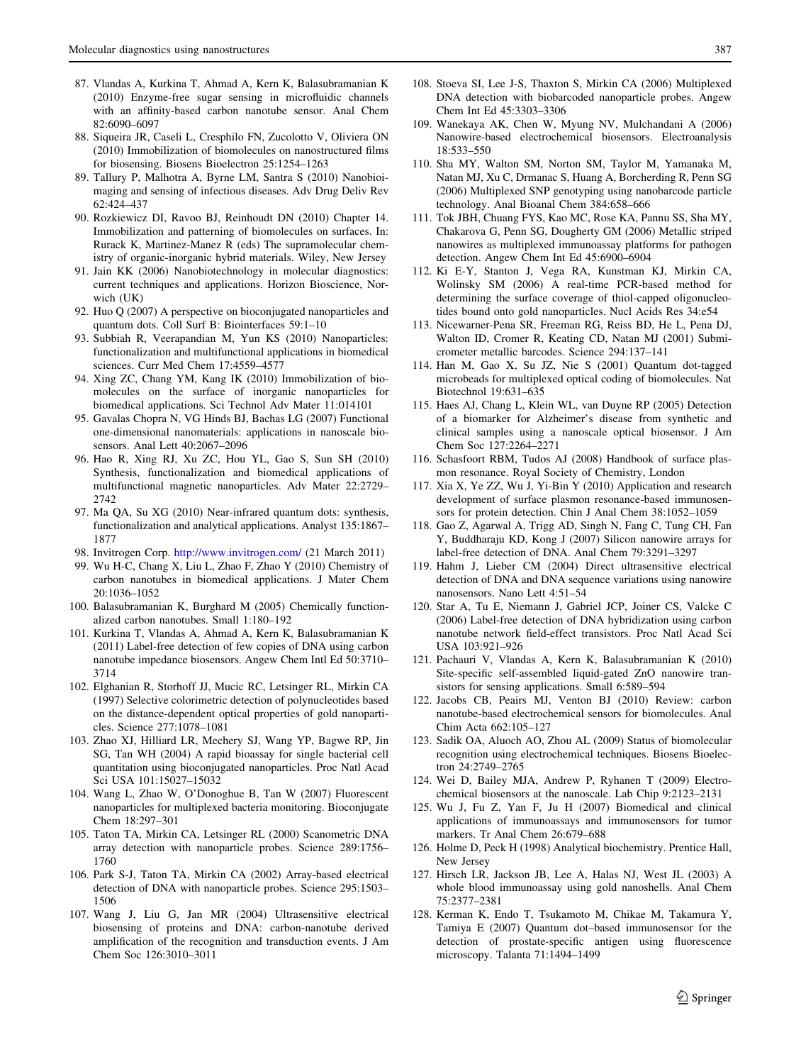87. Vlandas A, Kurkina T, Ahmad A, Kern K, Balasubramanian K (2010) Enzyme-free sugar sensing in microfluidic channels with an affinity-based carbon nanotube sensor. Anal Chem 82:6090–6097
88. Siqueira JR, Caseli L, Cresphilo FN, Zucolotto V, Oliviera ON (2010) Immobilization of biomolecules on nanostructured films for biosensing. Biosens Bioelectron 25:1254–1263
89. Tallury P, Malhotra A, Byrne LM, Santra S (2010) Nanobioimaging and sensing of infectious diseases. Adv Drug Deliv Rev 62:424–437
90. Rozkiewicz DI, Ravoo BJ, Reinhoudt DN (2010) Chapter 14. Immobilization and patterning of biomolecules on surfaces. In: Rurack K, Martinez-Manez R (eds) The supramolecular chemistry of organic-inorganic hybrid materials. Wiley, New Jersey
91. Jain KK (2006) Nanobiotechnology in molecular diagnostics: current techniques and applications. Horizon Bioscience, Norwich (UK)
92. Huo Q (2007) A perspective on bioconjugated nanoparticles and quantum dots. Coll Surf B: Biointerfaces 59:1–10
93. Subbiah R, Veerapandian M, Yun KS (2010) Nanoparticles: functionalization and multifunctional applications in biomedical sciences. Curr Med Chem 17:4559–4577
94. Xing ZC, Chang YM, Kang IK (2010) Immobilization of biomolecules on the surface of inorganic nanoparticles for biomedical applications. Sci Technol Adv Mater 11:014101
95. Gavalas Chopra N, VG Hinds BJ, Bachas LG (2007) Functional one-dimensional nanomaterials: applications in nanoscale biosensors. Anal Lett 40:2067–2096
96. Hao R, Xing RJ, Xu ZC, Hou YL, Gao S, Sun SH (2010) Synthesis, functionalization and biomedical applications of multifunctional magnetic nanoparticles. Adv Mater 22:2729–2742
97. Ma QA, Su XG (2010) Near-infrared quantum dots: synthesis, functionalization and analytical applications. Analyst 135:1867–1877
98. Invitrogen Corp. http://www.invitrogen.com/ (21 March 2011)
99. Wu H-C, Chang X, Liu L, Zhao F, Zhao Y (2010) Chemistry of carbon nanotubes in biomedical applications. J Mater Chem 20:1036–1052
100. Balasubramanian K, Burghard M (2005) Chemically functionalized carbon nanotubes. Small 1:180–192
101. Kurkina T, Vlandas A, Ahmad A, Kern K, Balasubramanian K (2011) Label-free detection of few copies of DNA using carbon nanotube impedance biosensors. Angew Chem Intl Ed 50:3710–3714
102. Elghanian R, Storhoff JJ, Mucic RC, Letsinger RL, Mirkin CA (1997) Selective colorimetric detection of polynucleotides based on the distance-dependent optical properties of gold nanoparticles. Science 277:1078–1081
103. Zhao XJ, Hilliard LR, Mechery SJ, Wang YP, Bagwe RP, Jin SG, Tan WH (2004) A rapid bioassay for single bacterial cell quantitation using bioconjugated nanoparticles. Proc Natl Acad Sci USA 101:15027–15032
104. Wang L, Zhao W, O'Donoghue B, Tan W (2007) Fluorescent nanoparticles for multiplexed bacteria monitoring. Bioconjugate Chem 18:297–301
105. Taton TA, Mirkin CA, Letsinger RL (2000) Scanometric DNA array detection with nanoparticle probes. Science 289:1756–1760
106. Park S-J, Taton TA, Mirkin CA (2002) Array-based electrical detection of DNA with nanoparticle probes. Science 295:1503–1506
107. Wang J, Liu G, Jan MR (2004) Ultrasensitive electrical biosensing of proteins and DNA: carbon-nanotube derived amplification of the recognition and transduction events. J Am Chem Soc 126:3010–3011
108. Stoeva SI, Lee J-S, Thaxton S, Mirkin CA (2006) Multiplexed DNA detection with biobarcoded nanoparticle probes. Angew Chem Int Ed 45:3303–3306
109. Wanekaya AK, Chen W, Myung NV, Mulchandani A (2006) Nanowire-based electrochemical biosensors. Electroanalysis 18:533–550
110. Sha MY, Walton SM, Norton SM, Taylor M, Yamanaka M, Natan MJ, Xu C, Drmanac S, Huang A, Borcherding R, Penn SG (2006) Multiplexed SNP genotyping using nanobarcode particle technology. Anal Bioanal Chem 384:658–666
111. Tok JBH, Chuang FYS, Kao MC, Rose KA, Pannu SS, Sha MY, Chakarova G, Penn SG, Dougherty GM (2006) Metallic striped nanowires as multiplexed immunoassay platforms for pathogen detection. Angew Chem Int Ed 45:6900–6904
112. Ki E-Y, Stanton J, Vega RA, Kunstman KJ, Mirkin CA, Wolinsky SM (2006) A real-time PCR-based method for determining the surface coverage of thiol-capped oligonucleotides bound onto gold nanoparticles. Nucl Acids Res 34:e54
113. Nicewarner-Pena SR, Freeman RG, Reiss BD, He L, Pena DJ, Walton ID, Cromer R, Keating CD, Natan MJ (2001) Submicrometer metallic barcodes. Science 294:137–141
114. Han M, Gao X, Su JZ, Nie S (2001) Quantum dot-tagged microbeads for multiplexed optical coding of biomolecules. Nat Biotechnol 19:631–635
115. Haes AJ, Chang L, Klein WL, van Duyne RP (2005) Detection of a biomarker for Alzheimer's disease from synthetic and clinical samples using a nanoscale optical biosensor. J Am Chem Soc 127:2264–2271
116. Schasfoort RBM, Tudos AJ (2008) Handbook of surface plasmon resonance. Royal Society of Chemistry, London
117. Xia X, Ye ZZ, Wu J, Yi-Bin Y (2010) Application and research development of surface plasmon resonance-based immunosensors for protein detection. Chin J Anal Chem 38:1052–1059
118. Gao Z, Agarwal A, Trigg AD, Singh N, Fang C, Tung CH, Fan Y, Buddharaju KD, Kong J (2007) Silicon nanowire arrays for label-free detection of DNA. Anal Chem 79:3291–3297
119. Hahm J, Lieber CM (2004) Direct ultrasensitive electrical detection of DNA and DNA sequence variations using nanowire nanosensors. Nano Lett 4:51–54
120. Star A, Tu E, Niemann J, Gabriel JCP, Joiner CS, Valcke C (2006) Label-free detection of DNA hybridization using carbon nanotube network field-effect transistors. Proc Natl Acad Sci USA 103:921–926
121. Pachauri V, Vlandas A, Kern K, Balasubramanian K (2010) Site-specific self-assembled liquid-gated ZnO nanowire transistors for sensing applications. Small 6:589–594
122. Jacobs CB, Peairs MJ, Venton BJ (2010) Review: carbon nanotube-based electrochemical sensors for biomolecules. Anal Chim Acta 662:105–127
123. Sadik OA, Aluoch AO, Zhou AL (2009) Status of biomolecular recognition using electrochemical techniques. Biosens Bioelectron 24:2749–2765
124. Wei D, Bailey MJA, Andrew P, Ryhanen T (2009) Electrochemical biosensors at the nanoscale. Lab Chip 9:2123–2131
125. Wu J, Fu Z, Yan F, Ju H (2007) Biomedical and clinical applications of immunoassays and immunosensors for tumor markers. Tr Anal Chem 26:679–688
126. Holme D, Peck H (1998) Analytical biochemistry. Prentice Hall, New Jersey
127. Hirsch LR, Jackson JB, Lee A, Halas NJ, West JL (2003) A whole blood immunoassay using gold nanoshells. Anal Chem 75:2377–2381
128. Kerman K, Endo T, Tsukamoto M, Chikae M, Takamura Y, Tamiya E (2007) Quantum dot–based immunosensor for the detection of prostate-specific antigen using fluorescence microscopy. Talanta 71:1494–1499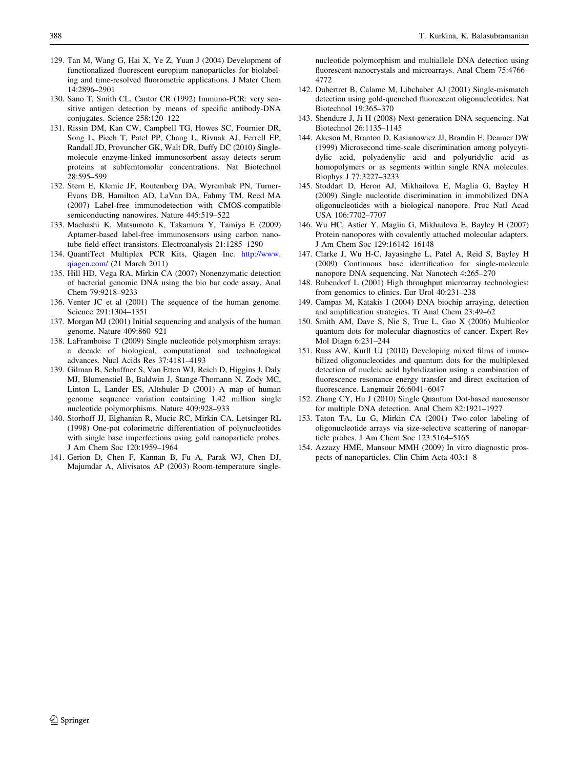129. Tan M, Wang G, Hai X, Ye Z, Yuan J (2004) Development of functionalized fluorescent europium nanoparticles for biolabeling and time-resolved fluorometric applications. J Mater Chem 14:2896–2901
130. Sano T, Smith CL, Cantor CR (1992) Immuno-PCR: very sensitive antigen detection by means of specific antibody-DNA conjugates. Science 258:120–122
131. Rissin DM, Kan CW, Campbell TG, Howes SC, Fournier DR, Song L, Piech T, Patel PP, Chang L, Rivnak AJ, Ferrell EP, Randall JD, Provuncher GK, Walt DR, Duffy DC (2010) Single-molecule enzyme-linked immunosorbent assay detects serum proteins at subfemtomolar concentrations. Nat Biotechnol 28:595–599
132. Stern E, Klemic JF, Routenberg DA, Wyrembak PN, Turner-Evans DB, Hamilton AD, LaVan DA, Fahmy TM, Reed MA (2007) Label-free immunodetection with CMOS-compatible semiconducting nanowires. Nature 445:519–522
133. Maehashi K, Matsumoto K, Takamura Y, Tamiya E (2009) Aptamer-based label-free immunosensors using carbon nanotube field-effect transistors. Electroanalysis 21:1285–1290
134. QuantiTect Multiplex PCR Kits, Qiagen Inc. http://www.qiagen.com/ (21 March 2011)
135. Hill HD, Vega RA, Mirkin CA (2007) Nonenzymatic detection of bacterial genomic DNA using the bio bar code assay. Anal Chem 79:9218–9233
136. Venter JC et al (2001) The sequence of the human genome. Science 291:1304–1351
137. Morgan MJ (2001) Initial sequencing and analysis of the human genome. Nature 409:860–921
138. LaFramboise T (2009) Single nucleotide polymorphism arrays: a decade of biological, computational and technological advances. Nucl Acids Res 37:4181–4193
139. Gilman B, Schaffner S, Van Etten WJ, Reich D, Higgins J, Daly MJ, Blumenstiel B, Baldwin J, Stange-Thomann N, Zody MC, Linton L, Lander ES, Altshuler D (2001) A map of human genome sequence variation containing 1.42 million single nucleotide polymorphisms. Nature 409:928–933
140. Storhoff JJ, Elghanian R, Mucic RC, Mirkin CA, Letsinger RL (1998) One-pot colorimetric differentiation of polynucleotides with single base imperfections using gold nanoparticle probes. J Am Chem Soc 120:1959–1964
141. Gerion D, Chen F, Kannan B, Fu A, Parak WJ, Chen DJ, Majumdar A, Alivisatos AP (2003) Room-temperature single-nucleotide polymorphism and multiallele DNA detection using fluorescent nanocrystals and microarrays. Anal Chem 75:4766–4772
142. Dubertret B, Calame M, Libchaber AJ (2001) Single-mismatch detection using gold-quenched fluorescent oligonucleotides. Nat Biotechnol 19:365–370
143. Shendure J, Ji H (2008) Next-generation DNA sequencing. Nat Biotechnol 26:1135–1145
144. Akeson M, Branton D, Kasianowicz JJ, Brandin E, Deamer DW (1999) Microsecond time-scale discrimination among polycytidylic acid, polyadenylic acid and polyuridylic acid as homopolymers or as segments within single RNA molecules. Biophys J 77:3227–3233
145. Stoddart D, Heron AJ, Mikhailova E, Maglia G, Bayley H (2009) Single nucleotide discrimination in immobilized DNA oligonucleotides with a biological nanopore. Proc Natl Acad USA 106:7702–7707
146. Wu HC, Astier Y, Maglia G, Mikhailova E, Bayley H (2007) Protein nanopores with covalently attached molecular adapters. J Am Chem Soc 129:16142–16148
147. Clarke J, Wu H-C, Jayasinghe L, Patel A, Reid S, Bayley H (2009) Continuous base identification for single-molecule nanopore DNA sequencing. Nat Nanotech 4:265–270
148. Bubendorf L (2001) High throughput microarray technologies: from genomics to clinics. Eur Urol 40:231–238
149. Campas M, Katakis I (2004) DNA biochip arraying, detection and amplification strategies. Tr Anal Chem 23:49–62
150. Smith AM, Dave S, Nie S, True L, Gao X (2006) Multicolor quantum dots for molecular diagnostics of cancer. Expert Rev Mol Diagn 6:231–244
151. Russ AW, Kurll UJ (2010) Developing mixed films of immobilized oligonucleotides and quantum dots for the multiplexed detection of nucleic acid hybridization using a combination of fluorescence resonance energy transfer and direct excitation of fluorescence. Langmuir 26:6041–6047
152. Zhang CY, Hu J (2010) Single Quantum Dot-based nanosensor for multiple DNA detection. Anal Chem 82:1921–1927
153. Taton TA, Lu G, Mirkin CA (2001) Two-color labeling of oligonucleotide arrays via size-selective scattering of nanoparticle probes. J Am Chem Soc 123:5164–5165
154. Azzazy HME, Mansour MMH (2009) In vitro diagnostic prospects of nanoparticles. Clin Chim Acta 403:1–8